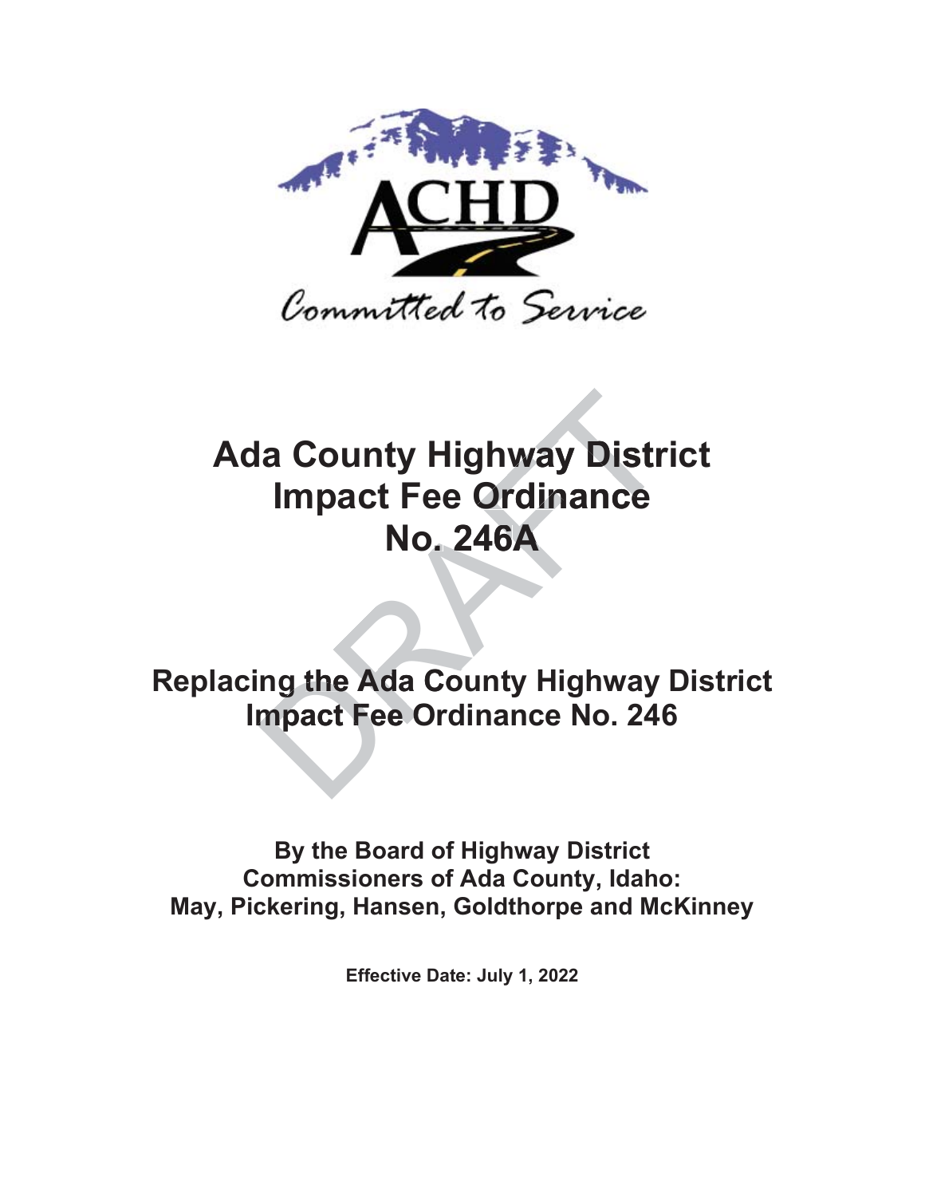ACHD

Committed to Service

# Ada County Highway District Impact Fee Ordinance No. 246A

DRAFT

## Replacing the Ada County Highway District Impact Fee Ordinance No. 246

**By the Board of Highway District Commissioners of Ada County, Idaho: May, Pickering, Hansen, Goldthorpe and McKinney**

**Effective Date: July 1, 2022**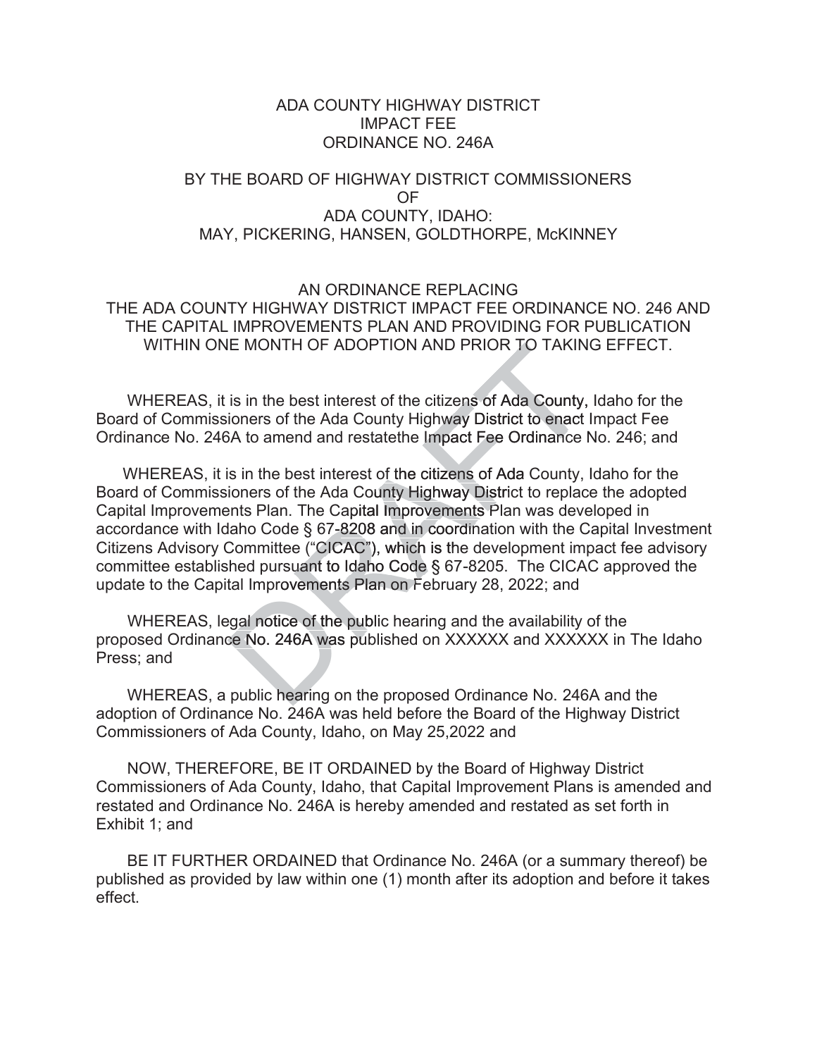ADA COUNTY HIGHWAY DISTRICT
IMPACT FEE
ORDINANCE NO. 246A

BY THE BOARD OF HIGHWAY DISTRICT COMMISSIONERS
OF
ADA COUNTY, IDAHO:
MAY, PICKERING, HANSEN, GOLDTHORPE, McKINNEY

AN ORDINANCE REPLACING
THE ADA COUNTY HIGHWAY DISTRICT IMPACT FEE ORDINANCE NO. 246 AND THE CAPITAL IMPROVEMENTS PLAN AND PROVIDING FOR PUBLICATION WITHIN ONE MONTH OF ADOPTION AND PRIOR TO TAKING EFFECT.

WHEREAS, it is in the best interest of the citizens of Ada County, Idaho for the Board of Commissioners of the Ada County Highway District to enact Impact Fee Ordinance No. 246A to amend and restatethe Impact Fee Ordinance No. 246; and

WHEREAS, it is in the best interest of the citizens of Ada County, Idaho for the Board of Commissioners of the Ada County Highway District to replace the adopted Capital Improvements Plan. The Capital Improvements Plan was developed in accordance with Idaho Code § 67-8208 and in coordination with the Capital Investment Citizens Advisory Committee ("CICAC"), which is the development impact fee advisory committee established pursuant to Idaho Code § 67-8205. The CICAC approved the update to the Capital Improvements Plan on February 28, 2022; and

WHEREAS, legal notice of the public hearing and the availability of the proposed Ordinance No. 246A was published on XXXXXX and XXXXXX in The Idaho Press; and

WHEREAS, a public hearing on the proposed Ordinance No. 246A and the adoption of Ordinance No. 246A was held before the Board of the Highway District Commissioners of Ada County, Idaho, on May 25,2022 and

NOW, THEREFORE, BE IT ORDAINED by the Board of Highway District Commissioners of Ada County, Idaho, that Capital Improvement Plans is amended and restated and Ordinance No. 246A is hereby amended and restated as set forth in Exhibit 1; and

BE IT FURTHER ORDAINED that Ordinance No. 246A (or a summary thereof) be published as provided by law within one (1) month after its adoption and before it takes effect.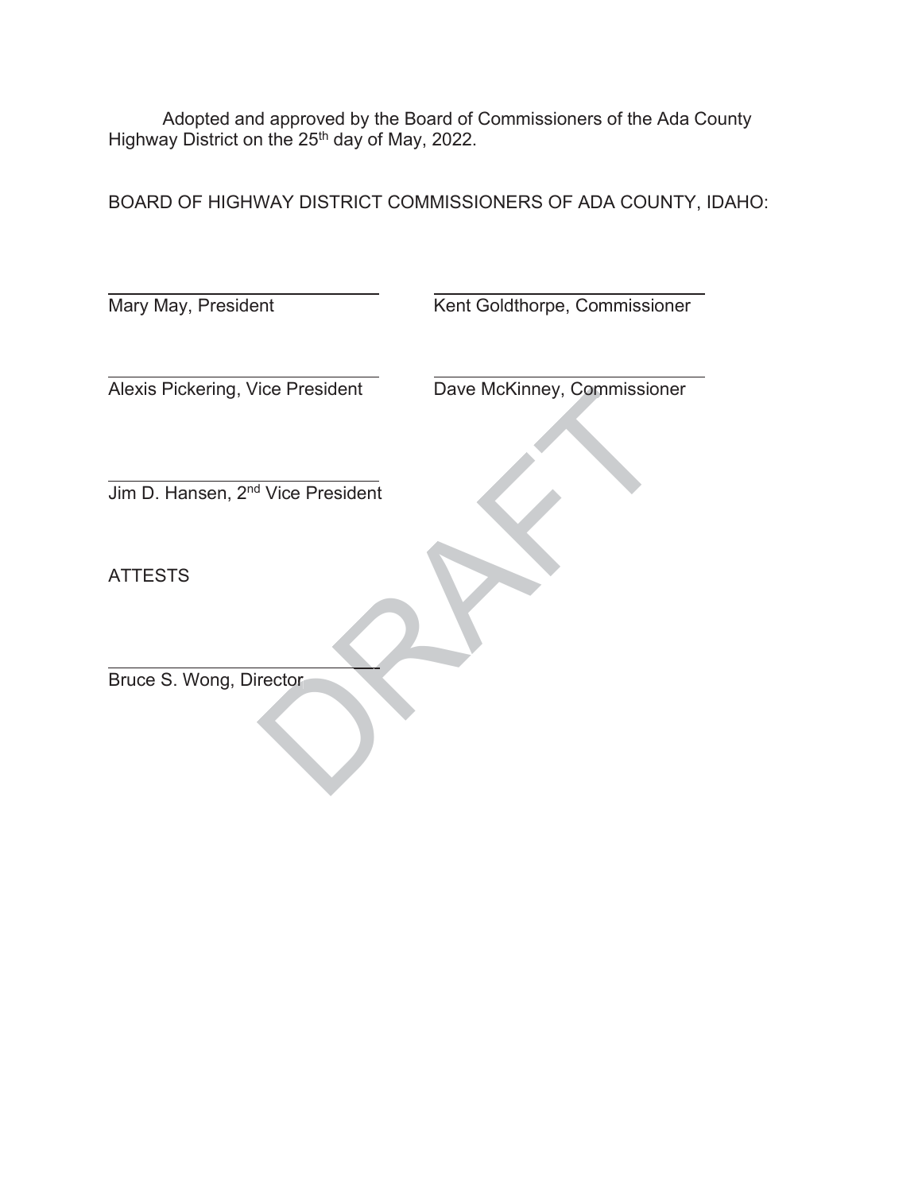Adopted and approved by the Board of Commissioners of the Ada County Highway District on the 25th day of May, 2022.

BOARD OF HIGHWAY DISTRICT COMMISSIONERS OF ADA COUNTY, IDAHO:

\_\_\_\_\_\_\_\_\_\_\_\_\_\_\_\_\_\_\_\_\_\_\_\_\_\_\_\_
Mary May, President

\_\_\_\_\_\_\_\_\_\_\_\_\_\_\_\_\_\_\_\_\_\_\_\_\_\_\_\_
Kent Goldthorpe, Commissioner

\_\_\_\_\_\_\_\_\_\_\_\_\_\_\_\_\_\_\_\_\_\_\_\_\_\_\_\_
Alexis Pickering, Vice President

\_\_\_\_\_\_\_\_\_\_\_\_\_\_\_\_\_\_\_\_\_\_\_\_\_\_\_\_
Dave McKinney, Commissioner

\_\_\_\_\_\_\_\_\_\_\_\_\_\_\_\_\_\_\_\_\_\_\_\_\_\_\_\_
Jim D. Hansen, 2nd Vice President

ATTESTS

\_\_\_\_\_\_\_\_\_\_\_\_\_\_\_\_\_\_\_\_\_\_\_\_\_\_\_\_
Bruce S. Wong, Director

DRAFT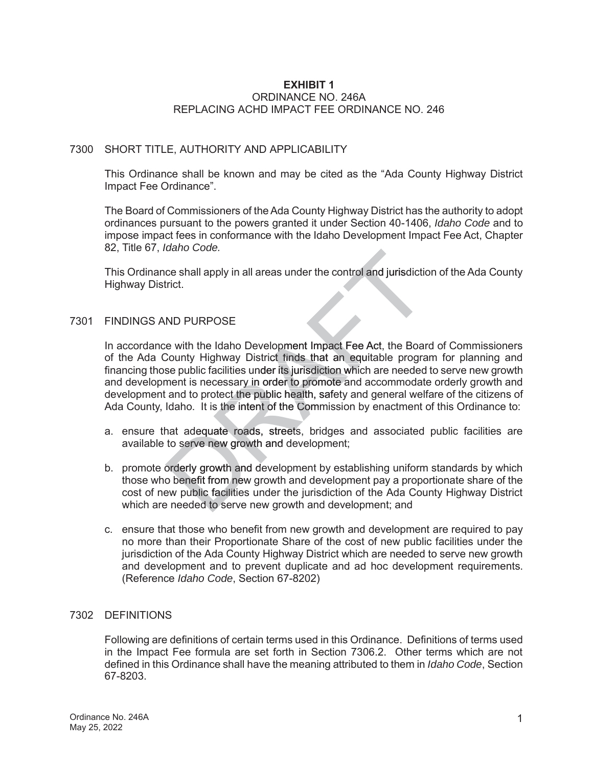**EXHIBIT 1**

ORDINANCE NO. 246A

REPLACING ACHD IMPACT FEE ORDINANCE NO. 246

## 7300 SHORT TITLE, AUTHORITY AND APPLICABILITY

This Ordinance shall be known and may be cited as the "Ada County Highway District Impact Fee Ordinance".

The Board of Commissioners of the Ada County Highway District has the authority to adopt ordinances pursuant to the powers granted it under Section 40-1406, *Idaho Code* and to impose impact fees in conformance with the Idaho Development Impact Fee Act, Chapter 82, Title 67, *Idaho Code.*

This Ordinance shall apply in all areas under the control and jurisdiction of the Ada County Highway District.

## 7301 FINDINGS AND PURPOSE

In accordance with the Idaho Development Impact Fee Act, the Board of Commissioners of the Ada County Highway District finds that an equitable program for planning and financing those public facilities under its jurisdiction which are needed to serve new growth and development is necessary in order to promote and accommodate orderly growth and development and to protect the public health, safety and general welfare of the citizens of Ada County, Idaho. It is the intent of the Commission by enactment of this Ordinance to:

a. ensure that adequate roads, streets, bridges and associated public facilities are available to serve new growth and development;

b. promote orderly growth and development by establishing uniform standards by which those who benefit from new growth and development pay a proportionate share of the cost of new public facilities under the jurisdiction of the Ada County Highway District which are needed to serve new growth and development; and

c. ensure that those who benefit from new growth and development are required to pay no more than their Proportionate Share of the cost of new public facilities under the jurisdiction of the Ada County Highway District which are needed to serve new growth and development and to prevent duplicate and ad hoc development requirements. (Reference *Idaho Code*, Section 67-8202)

## 7302 DEFINITIONS

Following are definitions of certain terms used in this Ordinance. Definitions of terms used in the Impact Fee formula are set forth in Section 7306.2. Other terms which are not defined in this Ordinance shall have the meaning attributed to them in *Idaho Code*, Section 67-8203.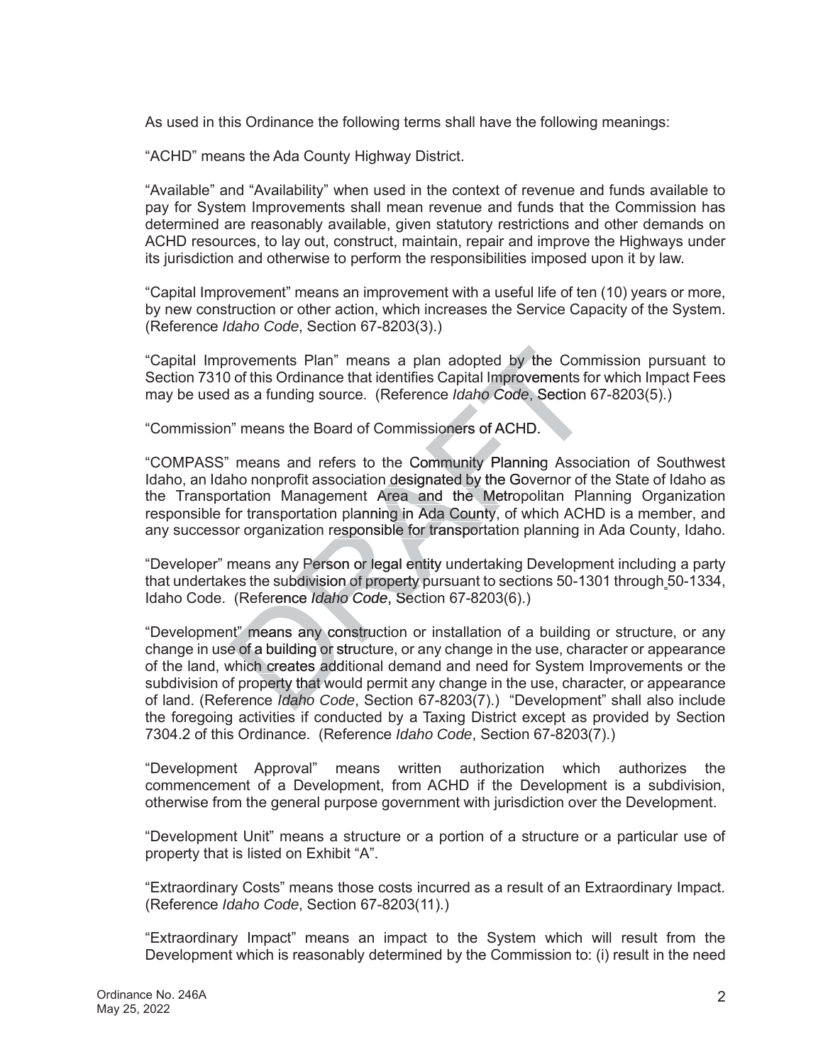As used in this Ordinance the following terms shall have the following meanings:

"ACHD" means the Ada County Highway District.

"Available" and "Availability" when used in the context of revenue and funds available to pay for System Improvements shall mean revenue and funds that the Commission has determined are reasonably available, given statutory restrictions and other demands on ACHD resources, to lay out, construct, maintain, repair and improve the Highways under its jurisdiction and otherwise to perform the responsibilities imposed upon it by law.

"Capital Improvement" means an improvement with a useful life of ten (10) years or more, by new construction or other action, which increases the Service Capacity of the System. (Reference *Idaho Code*, Section 67-8203(3).)

"Capital Improvements Plan" means a plan adopted by the Commission pursuant to Section 7310 of this Ordinance that identifies Capital Improvements for which Impact Fees may be used as a funding source. (Reference *Idaho Code*, Section 67-8203(5).)

"Commission" means the Board of Commissioners of ACHD.

"COMPASS" means and refers to the Community Planning Association of Southwest Idaho, an Idaho nonprofit association designated by the Governor of the State of Idaho as the Transportation Management Area and the Metropolitan Planning Organization responsible for transportation planning in Ada County, of which ACHD is a member, and any successor organization responsible for transportation planning in Ada County, Idaho.

"Developer" means any Person or legal entity undertaking Development including a party that undertakes the subdivision of property pursuant to sections 50-1301 through 50-1334, Idaho Code. (Reference *Idaho Code*, Section 67-8203(6).)

"Development" means any construction or installation of a building or structure, or any change in use of a building or structure, or any change in the use, character or appearance of the land, which creates additional demand and need for System Improvements or the subdivision of property that would permit any change in the use, character, or appearance of land. (Reference *Idaho Code*, Section 67-8203(7).) "Development" shall also include the foregoing activities if conducted by a Taxing District except as provided by Section 7304.2 of this Ordinance. (Reference *Idaho Code*, Section 67-8203(7).)

"Development Approval" means written authorization which authorizes the commencement of a Development, from ACHD if the Development is a subdivision, otherwise from the general purpose government with jurisdiction over the Development.

"Development Unit" means a structure or a portion of a structure or a particular use of property that is listed on Exhibit "A".

"Extraordinary Costs" means those costs incurred as a result of an Extraordinary Impact. (Reference *Idaho Code*, Section 67-8203(11).)

"Extraordinary Impact" means an impact to the System which will result from the Development which is reasonably determined by the Commission to: (i) result in the need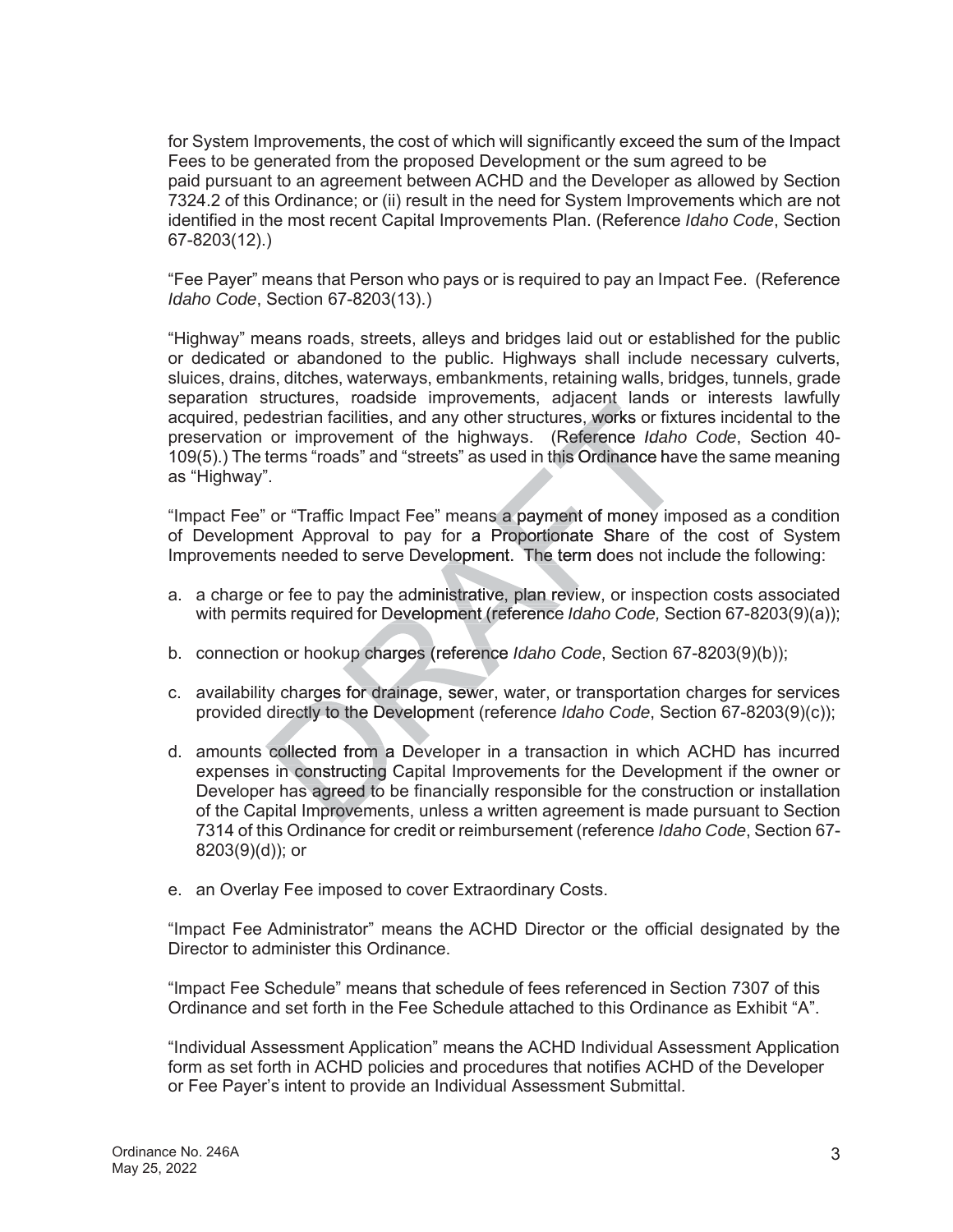for System Improvements, the cost of which will significantly exceed the sum of the Impact Fees to be generated from the proposed Development or the sum agreed to be paid pursuant to an agreement between ACHD and the Developer as allowed by Section 7324.2 of this Ordinance; or (ii) result in the need for System Improvements which are not identified in the most recent Capital Improvements Plan. (Reference *Idaho Code*, Section 67-8203(12).)

"Fee Payer" means that Person who pays or is required to pay an Impact Fee. (Reference *Idaho Code*, Section 67-8203(13).)

"Highway" means roads, streets, alleys and bridges laid out or established for the public or dedicated or abandoned to the public. Highways shall include necessary culverts, sluices, drains, ditches, waterways, embankments, retaining walls, bridges, tunnels, grade separation structures, roadside improvements, adjacent lands or interests lawfully acquired, pedestrian facilities, and any other structures, works or fixtures incidental to the preservation or improvement of the highways. (Reference *Idaho Code*, Section 40-109(5).) The terms "roads" and "streets" as used in this Ordinance have the same meaning as "Highway".

"Impact Fee" or "Traffic Impact Fee" means a payment of money imposed as a condition of Development Approval to pay for a Proportionate Share of the cost of System Improvements needed to serve Development. The term does not include the following:

a. a charge or fee to pay the administrative, plan review, or inspection costs associated with permits required for Development (reference *Idaho Code,* Section 67-8203(9)(a));

b. connection or hookup charges (reference *Idaho Code*, Section 67-8203(9)(b));

c. availability charges for drainage, sewer, water, or transportation charges for services provided directly to the Development (reference *Idaho Code*, Section 67-8203(9)(c));

d. amounts collected from a Developer in a transaction in which ACHD has incurred expenses in constructing Capital Improvements for the Development if the owner or Developer has agreed to be financially responsible for the construction or installation of the Capital Improvements, unless a written agreement is made pursuant to Section 7314 of this Ordinance for credit or reimbursement (reference *Idaho Code*, Section 67-8203(9)(d)); or

e. an Overlay Fee imposed to cover Extraordinary Costs.

"Impact Fee Administrator" means the ACHD Director or the official designated by the Director to administer this Ordinance.

"Impact Fee Schedule" means that schedule of fees referenced in Section 7307 of this Ordinance and set forth in the Fee Schedule attached to this Ordinance as Exhibit "A".

"Individual Assessment Application" means the ACHD Individual Assessment Application form as set forth in ACHD policies and procedures that notifies ACHD of the Developer or Fee Payer's intent to provide an Individual Assessment Submittal.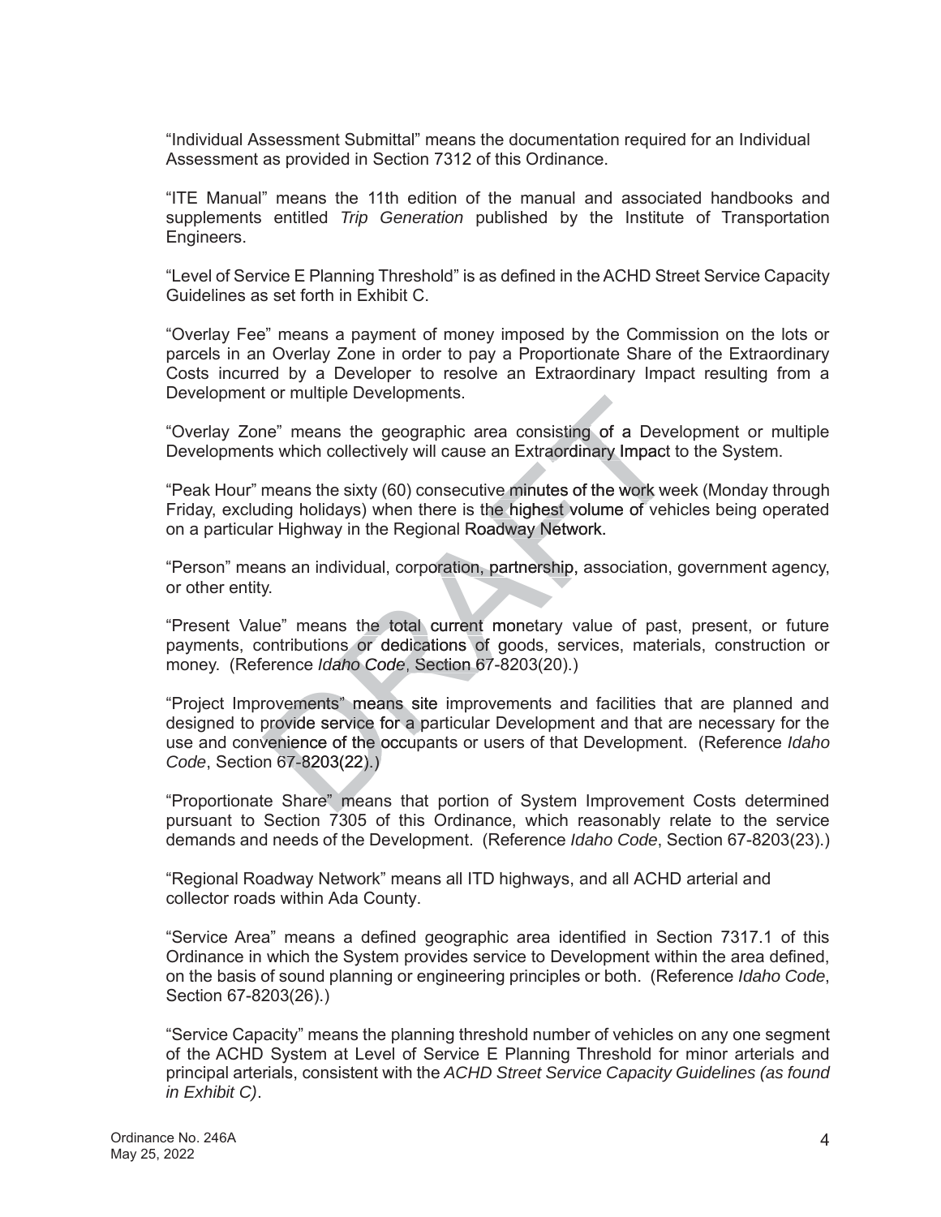"Individual Assessment Submittal" means the documentation required for an Individual Assessment as provided in Section 7312 of this Ordinance.

"ITE Manual" means the 11th edition of the manual and associated handbooks and supplements entitled *Trip Generation* published by the Institute of Transportation Engineers.

"Level of Service E Planning Threshold" is as defined in the ACHD Street Service Capacity Guidelines as set forth in Exhibit C.

"Overlay Fee" means a payment of money imposed by the Commission on the lots or parcels in an Overlay Zone in order to pay a Proportionate Share of the Extraordinary Costs incurred by a Developer to resolve an Extraordinary Impact resulting from a Development or multiple Developments.

"Overlay Zone" means the geographic area consisting of a Development or multiple Developments which collectively will cause an Extraordinary Impact to the System.

"Peak Hour" means the sixty (60) consecutive minutes of the work week (Monday through Friday, excluding holidays) when there is the highest volume of vehicles being operated on a particular Highway in the Regional Roadway Network.

"Person" means an individual, corporation, partnership, association, government agency, or other entity.

"Present Value" means the total current monetary value of past, present, or future payments, contributions or dedications of goods, services, materials, construction or money. (Reference *Idaho Code*, Section 67-8203(20).)

"Project Improvements" means site improvements and facilities that are planned and designed to provide service for a particular Development and that are necessary for the use and convenience of the occupants or users of that Development. (Reference *Idaho Code*, Section 67-8203(22).)

"Proportionate Share" means that portion of System Improvement Costs determined pursuant to Section 7305 of this Ordinance, which reasonably relate to the service demands and needs of the Development. (Reference *Idaho Code*, Section 67-8203(23).)

"Regional Roadway Network" means all ITD highways, and all ACHD arterial and collector roads within Ada County.

"Service Area" means a defined geographic area identified in Section 7317.1 of this Ordinance in which the System provides service to Development within the area defined, on the basis of sound planning or engineering principles or both. (Reference *Idaho Code*, Section 67-8203(26).)

"Service Capacity" means the planning threshold number of vehicles on any one segment of the ACHD System at Level of Service E Planning Threshold for minor arterials and principal arterials, consistent with the *ACHD Street Service Capacity Guidelines (as found in Exhibit C)*.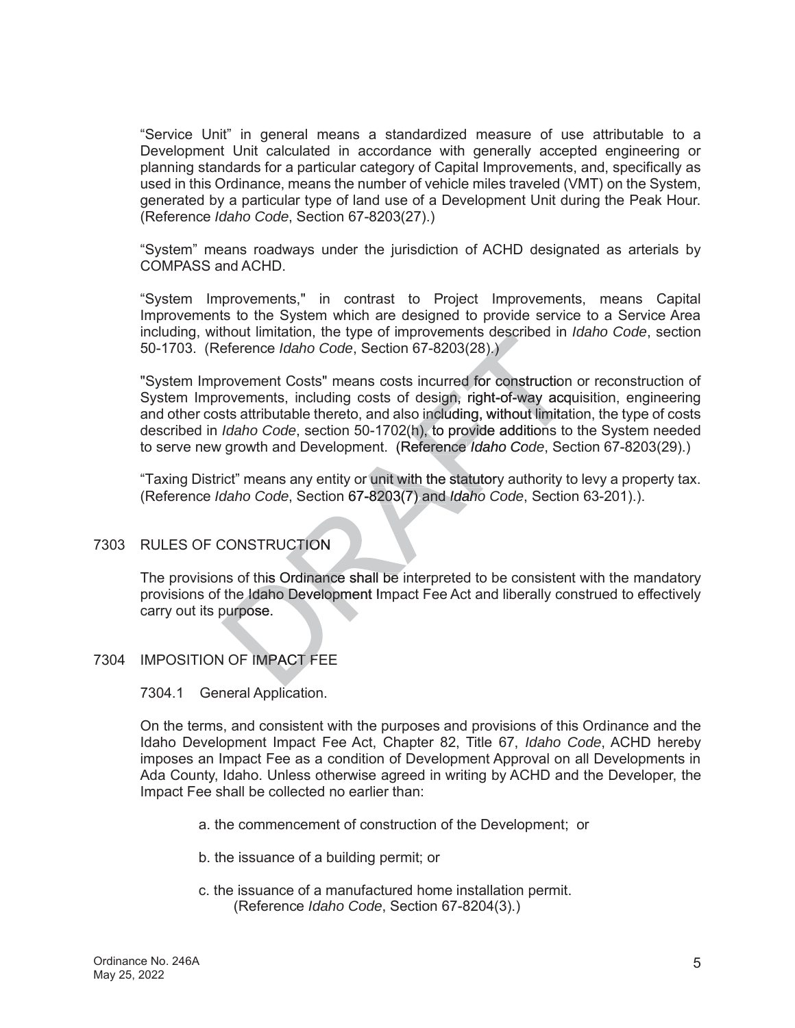"Service Unit" in general means a standardized measure of use attributable to a Development Unit calculated in accordance with generally accepted engineering or planning standards for a particular category of Capital Improvements, and, specifically as used in this Ordinance, means the number of vehicle miles traveled (VMT) on the System, generated by a particular type of land use of a Development Unit during the Peak Hour. (Reference *Idaho Code*, Section 67-8203(27).)

"System" means roadways under the jurisdiction of ACHD designated as arterials by COMPASS and ACHD.

"System Improvements," in contrast to Project Improvements, means Capital Improvements to the System which are designed to provide service to a Service Area including, without limitation, the type of improvements described in *Idaho Code*, section 50-1703. (Reference *Idaho Code*, Section 67-8203(28).)

"System Improvement Costs" means costs incurred for construction or reconstruction of System Improvements, including costs of design, right-of-way acquisition, engineering and other costs attributable thereto, and also including, without limitation, the type of costs described in *Idaho Code*, section 50-1702(h), to provide additions to the System needed to serve new growth and Development. (Reference *Idaho Code*, Section 67-8203(29).)

"Taxing District" means any entity or unit with the statutory authority to levy a property tax. (Reference *Idaho Code*, Section 67-8203(7) and *Idaho Code*, Section 63-201).).

## 7303 RULES OF CONSTRUCTION

The provisions of this Ordinance shall be interpreted to be consistent with the mandatory provisions of the Idaho Development Impact Fee Act and liberally construed to effectively carry out its purpose.

## 7304 IMPOSITION OF IMPACT FEE

### 7304.1 General Application.

On the terms, and consistent with the purposes and provisions of this Ordinance and the Idaho Development Impact Fee Act, Chapter 82, Title 67, *Idaho Code*, ACHD hereby imposes an Impact Fee as a condition of Development Approval on all Developments in Ada County, Idaho. Unless otherwise agreed in writing by ACHD and the Developer, the Impact Fee shall be collected no earlier than:

a. the commencement of construction of the Development; or

b. the issuance of a building permit; or

c. the issuance of a manufactured home installation permit.
(Reference *Idaho Code*, Section 67-8204(3).)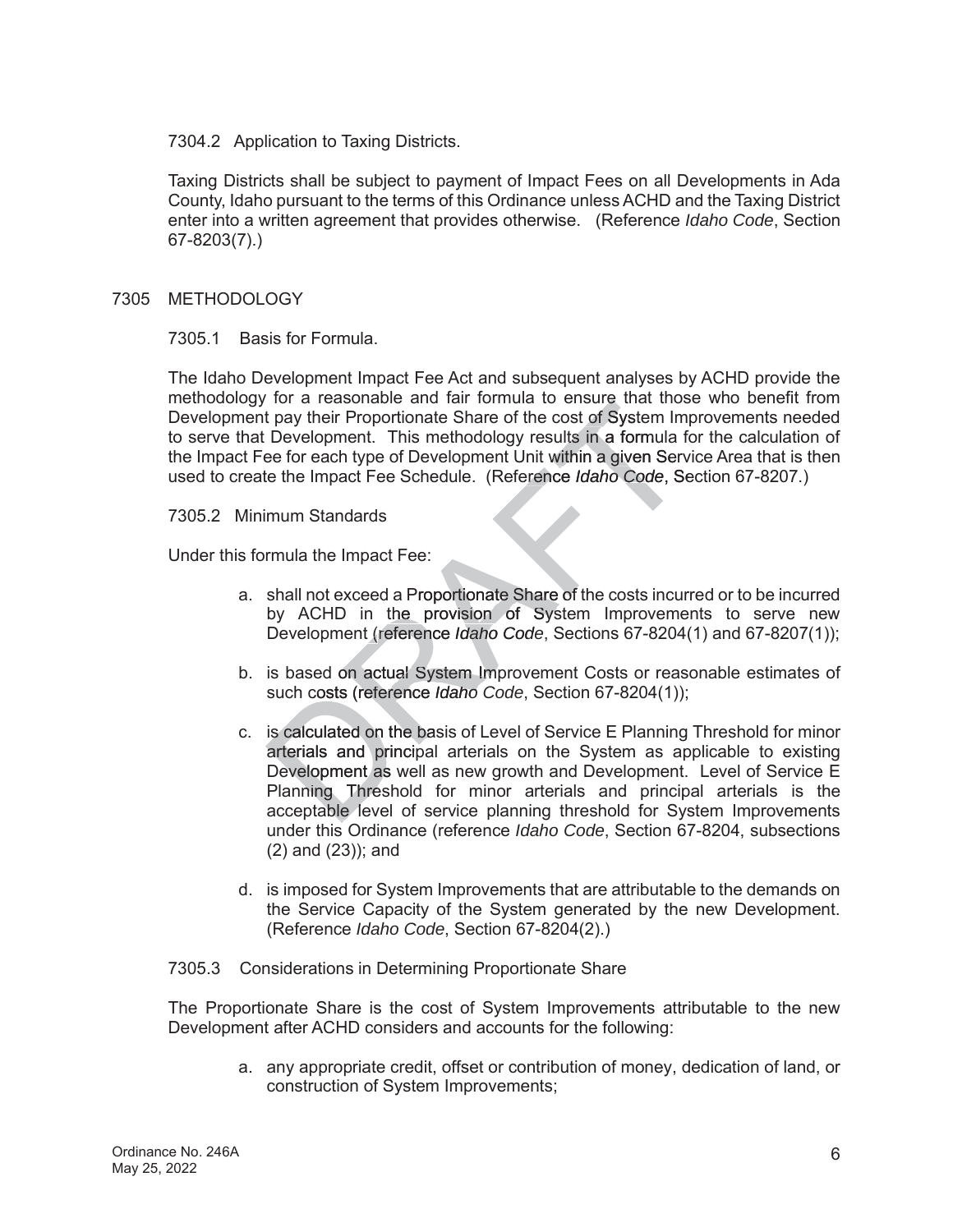7304.2 Application to Taxing Districts.

Taxing Districts shall be subject to payment of Impact Fees on all Developments in Ada County, Idaho pursuant to the terms of this Ordinance unless ACHD and the Taxing District enter into a written agreement that provides otherwise. (Reference *Idaho Code*, Section 67-8203(7).)

## 7305 METHODOLOGY

7305.1 Basis for Formula.

The Idaho Development Impact Fee Act and subsequent analyses by ACHD provide the methodology for a reasonable and fair formula to ensure that those who benefit from Development pay their Proportionate Share of the cost of System Improvements needed to serve that Development. This methodology results in a formula for the calculation of the Impact Fee for each type of Development Unit within a given Service Area that is then used to create the Impact Fee Schedule. (Reference *Idaho Code*, Section 67-8207.)

7305.2 Minimum Standards

Under this formula the Impact Fee:

a. shall not exceed a Proportionate Share of the costs incurred or to be incurred by ACHD in the provision of System Improvements to serve new Development (reference *Idaho Code*, Sections 67-8204(1) and 67-8207(1));

b. is based on actual System Improvement Costs or reasonable estimates of such costs (reference *Idaho Code*, Section 67-8204(1));

c. is calculated on the basis of Level of Service E Planning Threshold for minor arterials and principal arterials on the System as applicable to existing Development as well as new growth and Development. Level of Service E Planning Threshold for minor arterials and principal arterials is the acceptable level of service planning threshold for System Improvements under this Ordinance (reference *Idaho Code*, Section 67-8204, subsections (2) and (23)); and

d. is imposed for System Improvements that are attributable to the demands on the Service Capacity of the System generated by the new Development. (Reference *Idaho Code*, Section 67-8204(2).)

7305.3 Considerations in Determining Proportionate Share

The Proportionate Share is the cost of System Improvements attributable to the new Development after ACHD considers and accounts for the following:

a. any appropriate credit, offset or contribution of money, dedication of land, or construction of System Improvements;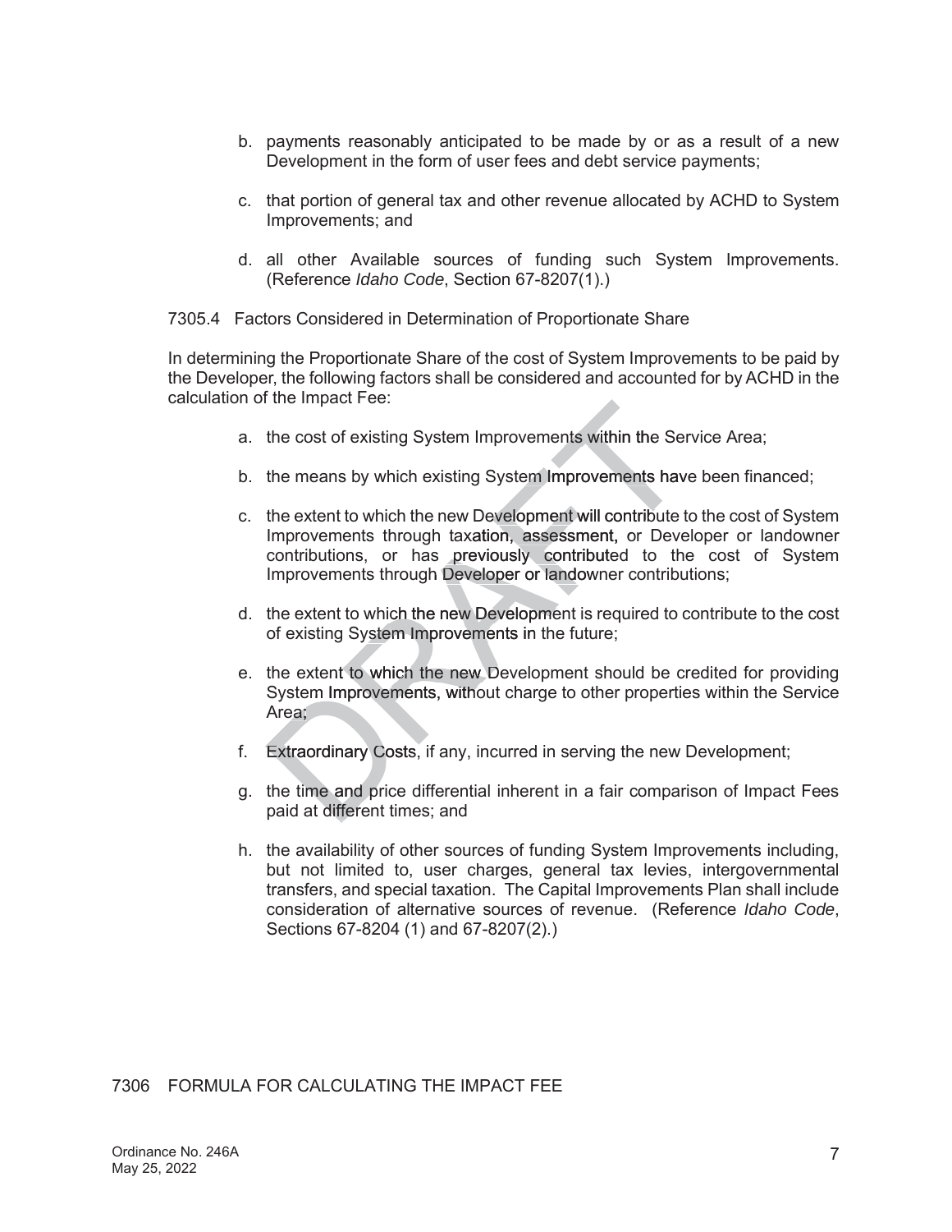b. payments reasonably anticipated to be made by or as a result of a new Development in the form of user fees and debt service payments;

c. that portion of general tax and other revenue allocated by ACHD to System Improvements; and

d. all other Available sources of funding such System Improvements. (Reference *Idaho Code*, Section 67-8207(1).)

7305.4 Factors Considered in Determination of Proportionate Share

In determining the Proportionate Share of the cost of System Improvements to be paid by the Developer, the following factors shall be considered and accounted for by ACHD in the calculation of the Impact Fee:

a. the cost of existing System Improvements within the Service Area;

b. the means by which existing System Improvements have been financed;

c. the extent to which the new Development will contribute to the cost of System Improvements through taxation, assessment, or Developer or landowner contributions, or has previously contributed to the cost of System Improvements through Developer or landowner contributions;

d. the extent to which the new Development is required to contribute to the cost of existing System Improvements in the future;

e. the extent to which the new Development should be credited for providing System Improvements, without charge to other properties within the Service Area;

f. Extraordinary Costs, if any, incurred in serving the new Development;

g. the time and price differential inherent in a fair comparison of Impact Fees paid at different times; and

h. the availability of other sources of funding System Improvements including, but not limited to, user charges, general tax levies, intergovernmental transfers, and special taxation. The Capital Improvements Plan shall include consideration of alternative sources of revenue. (Reference *Idaho Code*, Sections 67-8204 (1) and 67-8207(2).)

## 7306 FORMULA FOR CALCULATING THE IMPACT FEE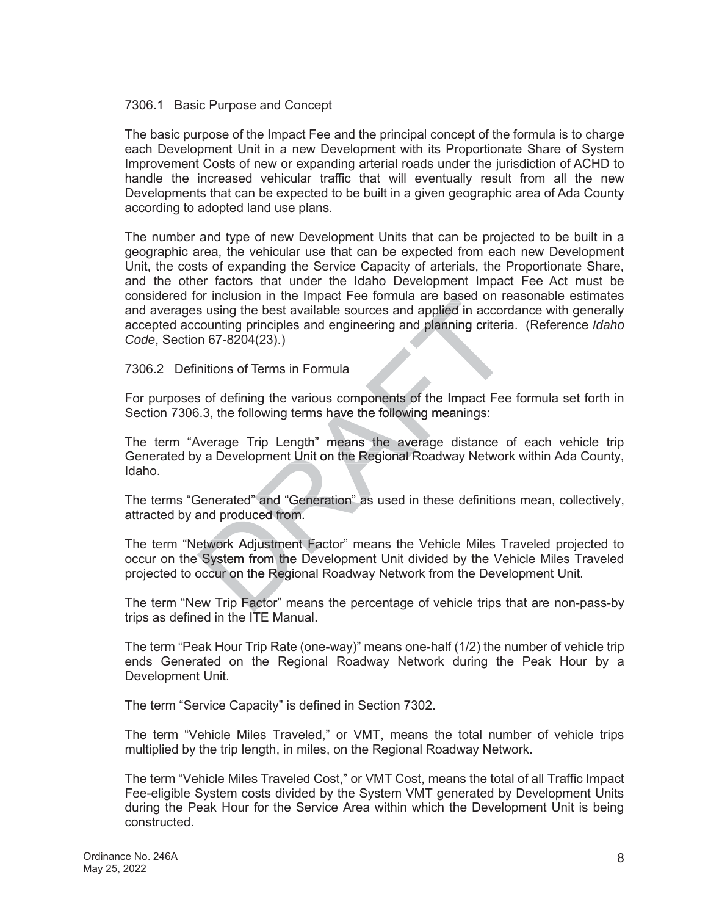7306.1 Basic Purpose and Concept

The basic purpose of the Impact Fee and the principal concept of the formula is to charge each Development Unit in a new Development with its Proportionate Share of System Improvement Costs of new or expanding arterial roads under the jurisdiction of ACHD to handle the increased vehicular traffic that will eventually result from all the new Developments that can be expected to be built in a given geographic area of Ada County according to adopted land use plans.

The number and type of new Development Units that can be projected to be built in a geographic area, the vehicular use that can be expected from each new Development Unit, the costs of expanding the Service Capacity of arterials, the Proportionate Share, and the other factors that under the Idaho Development Impact Fee Act must be considered for inclusion in the Impact Fee formula are based on reasonable estimates and averages using the best available sources and applied in accordance with generally accepted accounting principles and engineering and planning criteria. (Reference *Idaho Code*, Section 67-8204(23).)

7306.2 Definitions of Terms in Formula

For purposes of defining the various components of the Impact Fee formula set forth in Section 7306.3, the following terms have the following meanings:

The term "Average Trip Length" means the average distance of each vehicle trip Generated by a Development Unit on the Regional Roadway Network within Ada County, Idaho.

The terms "Generated" and "Generation" as used in these definitions mean, collectively, attracted by and produced from.

The term "Network Adjustment Factor" means the Vehicle Miles Traveled projected to occur on the System from the Development Unit divided by the Vehicle Miles Traveled projected to occur on the Regional Roadway Network from the Development Unit.

The term "New Trip Factor" means the percentage of vehicle trips that are non-pass-by trips as defined in the ITE Manual.

The term "Peak Hour Trip Rate (one-way)" means one-half (1/2) the number of vehicle trip ends Generated on the Regional Roadway Network during the Peak Hour by a Development Unit.

The term "Service Capacity" is defined in Section 7302.

The term "Vehicle Miles Traveled," or VMT, means the total number of vehicle trips multiplied by the trip length, in miles, on the Regional Roadway Network.

The term "Vehicle Miles Traveled Cost," or VMT Cost, means the total of all Traffic Impact Fee-eligible System costs divided by the System VMT generated by Development Units during the Peak Hour for the Service Area within which the Development Unit is being constructed.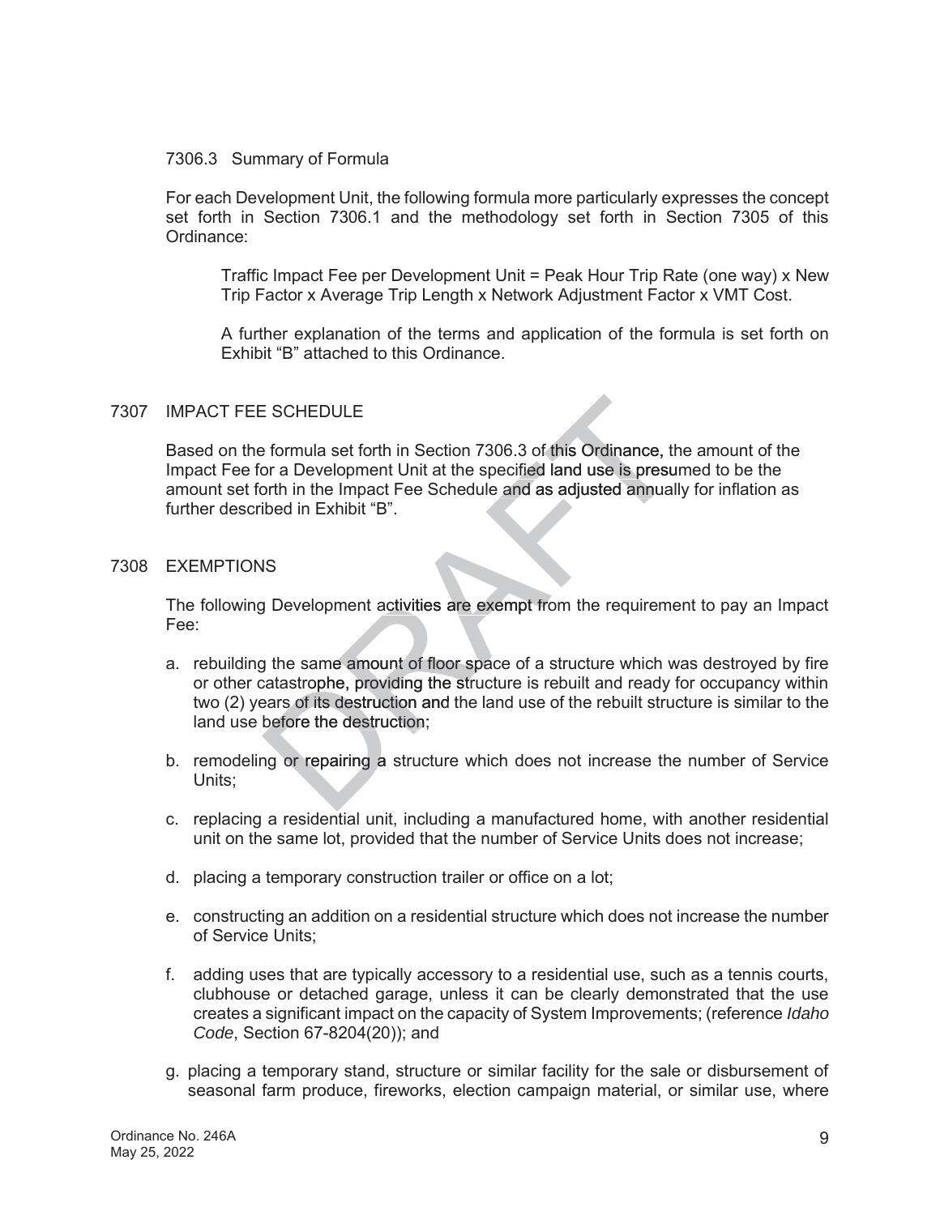7306.3 Summary of Formula

For each Development Unit, the following formula more particularly expresses the concept set forth in Section 7306.1 and the methodology set forth in Section 7305 of this Ordinance:

> Traffic Impact Fee per Development Unit = Peak Hour Trip Rate (one way) x New Trip Factor x Average Trip Length x Network Adjustment Factor x VMT Cost.
>
> A further explanation of the terms and application of the formula is set forth on Exhibit "B" attached to this Ordinance.

## 7307 IMPACT FEE SCHEDULE

Based on the formula set forth in Section 7306.3 of this Ordinance, the amount of the Impact Fee for a Development Unit at the specified land use is presumed to be the amount set forth in the Impact Fee Schedule and as adjusted annually for inflation as further described in Exhibit "B".

## 7308 EXEMPTIONS

The following Development activities are exempt from the requirement to pay an Impact Fee:

a. rebuilding the same amount of floor space of a structure which was destroyed by fire or other catastrophe, providing the structure is rebuilt and ready for occupancy within two (2) years of its destruction and the land use of the rebuilt structure is similar to the land use before the destruction;

b. remodeling or repairing a structure which does not increase the number of Service Units;

c. replacing a residential unit, including a manufactured home, with another residential unit on the same lot, provided that the number of Service Units does not increase;

d. placing a temporary construction trailer or office on a lot;

e. constructing an addition on a residential structure which does not increase the number of Service Units;

f. adding uses that are typically accessory to a residential use, such as a tennis courts, clubhouse or detached garage, unless it can be clearly demonstrated that the use creates a significant impact on the capacity of System Improvements; (reference *Idaho Code*, Section 67-8204(20)); and

g. placing a temporary stand, structure or similar facility for the sale or disbursement of seasonal farm produce, fireworks, election campaign material, or similar use, where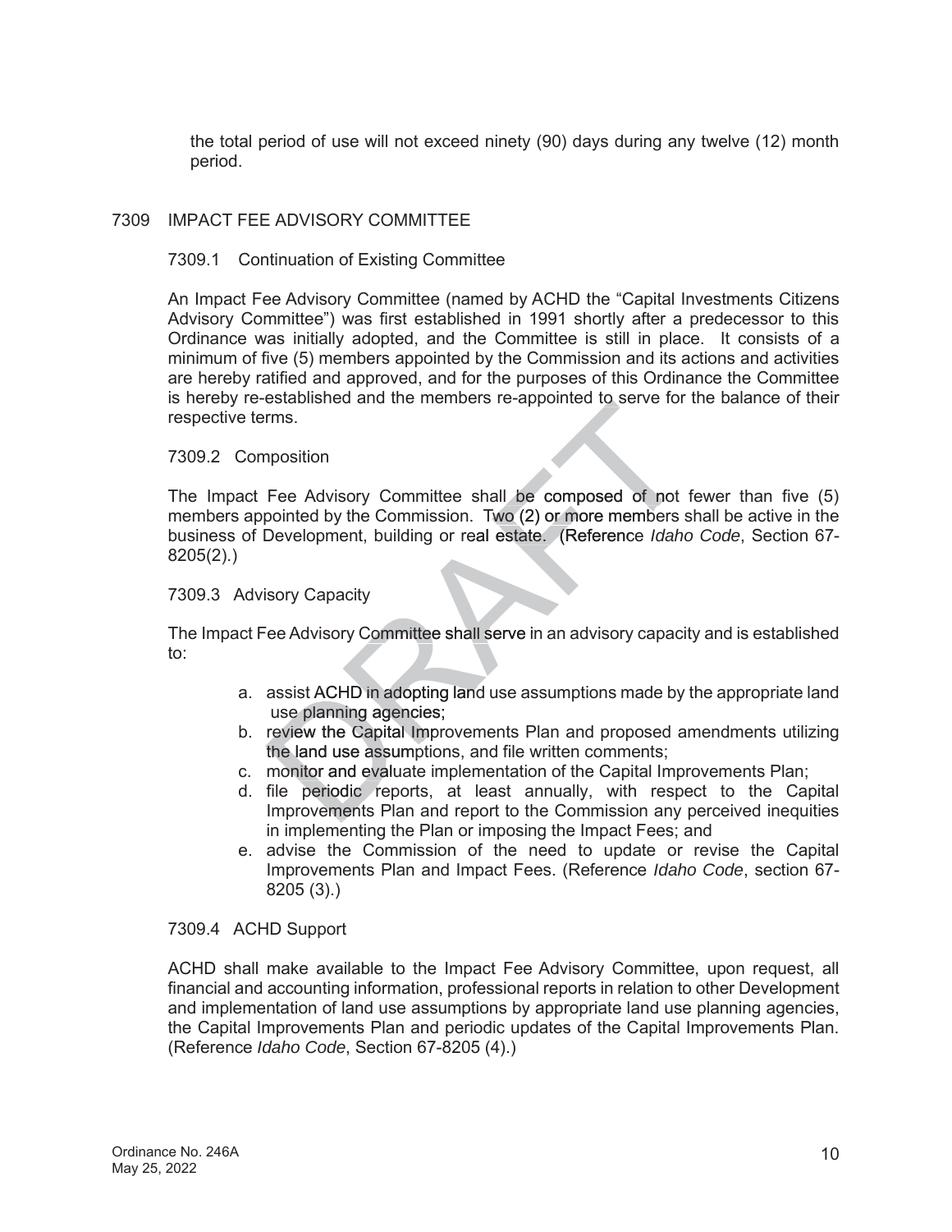the total period of use will not exceed ninety (90) days during any twelve (12) month period.

## 7309 IMPACT FEE ADVISORY COMMITTEE

### 7309.1 Continuation of Existing Committee

An Impact Fee Advisory Committee (named by ACHD the "Capital Investments Citizens Advisory Committee") was first established in 1991 shortly after a predecessor to this Ordinance was initially adopted, and the Committee is still in place. It consists of a minimum of five (5) members appointed by the Commission and its actions and activities are hereby ratified and approved, and for the purposes of this Ordinance the Committee is hereby re-established and the members re-appointed to serve for the balance of their respective terms.

### 7309.2 Composition

The Impact Fee Advisory Committee shall be composed of not fewer than five (5) members appointed by the Commission. Two (2) or more members shall be active in the business of Development, building or real estate. (Reference *Idaho Code*, Section 67-8205(2).)

### 7309.3 Advisory Capacity

The Impact Fee Advisory Committee shall serve in an advisory capacity and is established to:

a. assist ACHD in adopting land use assumptions made by the appropriate land use planning agencies;
b. review the Capital Improvements Plan and proposed amendments utilizing the land use assumptions, and file written comments;
c. monitor and evaluate implementation of the Capital Improvements Plan;
d. file periodic reports, at least annually, with respect to the Capital Improvements Plan and report to the Commission any perceived inequities in implementing the Plan or imposing the Impact Fees; and
e. advise the Commission of the need to update or revise the Capital Improvements Plan and Impact Fees. (Reference *Idaho Code*, section 67-8205 (3).)

### 7309.4 ACHD Support

ACHD shall make available to the Impact Fee Advisory Committee, upon request, all financial and accounting information, professional reports in relation to other Development and implementation of land use assumptions by appropriate land use planning agencies, the Capital Improvements Plan and periodic updates of the Capital Improvements Plan. (Reference *Idaho Code*, Section 67-8205 (4).)

Ordinance No. 246A
May 25, 2022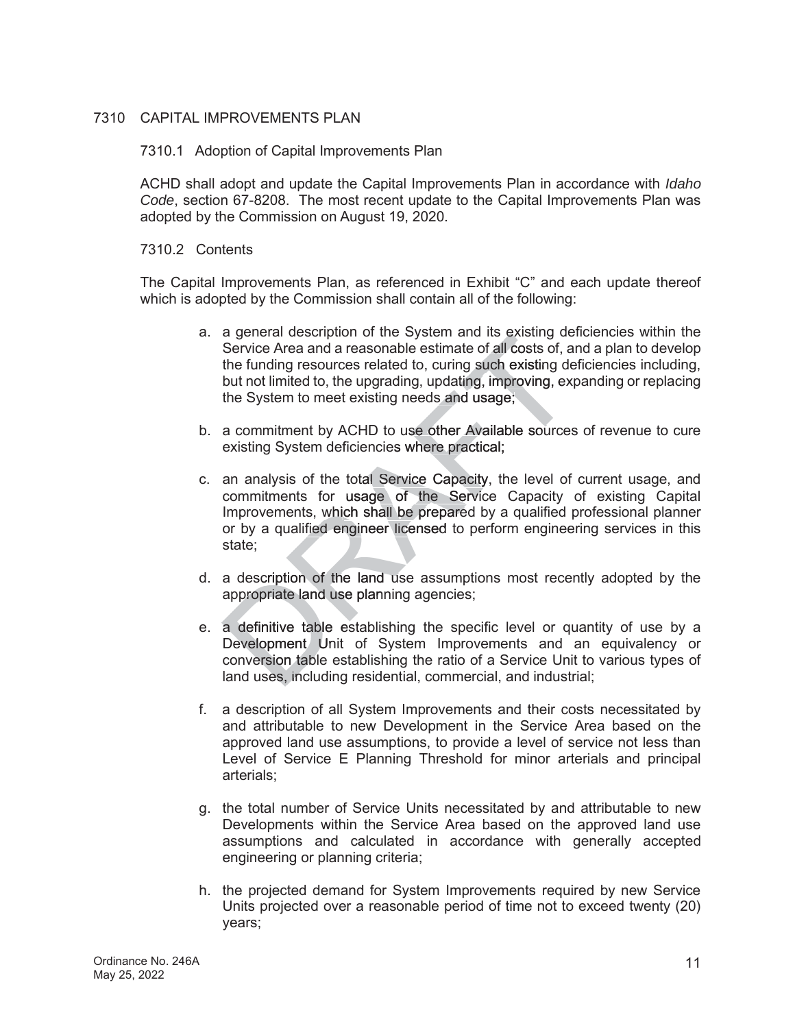## 7310 CAPITAL IMPROVEMENTS PLAN

### 7310.1 Adoption of Capital Improvements Plan

ACHD shall adopt and update the Capital Improvements Plan in accordance with *Idaho Code*, section 67-8208. The most recent update to the Capital Improvements Plan was adopted by the Commission on August 19, 2020.

### 7310.2 Contents

The Capital Improvements Plan, as referenced in Exhibit "C" and each update thereof which is adopted by the Commission shall contain all of the following:

a. a general description of the System and its existing deficiencies within the Service Area and a reasonable estimate of all costs of, and a plan to develop the funding resources related to, curing such existing deficiencies including, but not limited to, the upgrading, updating, improving, expanding or replacing the System to meet existing needs and usage;

b. a commitment by ACHD to use other Available sources of revenue to cure existing System deficiencies where practical;

c. an analysis of the total Service Capacity, the level of current usage, and commitments for usage of the Service Capacity of existing Capital Improvements, which shall be prepared by a qualified professional planner or by a qualified engineer licensed to perform engineering services in this state;

d. a description of the land use assumptions most recently adopted by the appropriate land use planning agencies;

e. a definitive table establishing the specific level or quantity of use by a Development Unit of System Improvements and an equivalency or conversion table establishing the ratio of a Service Unit to various types of land uses, including residential, commercial, and industrial;

f. a description of all System Improvements and their costs necessitated by and attributable to new Development in the Service Area based on the approved land use assumptions, to provide a level of service not less than Level of Service E Planning Threshold for minor arterials and principal arterials;

g. the total number of Service Units necessitated by and attributable to new Developments within the Service Area based on the approved land use assumptions and calculated in accordance with generally accepted engineering or planning criteria;

h. the projected demand for System Improvements required by new Service Units projected over a reasonable period of time not to exceed twenty (20) years;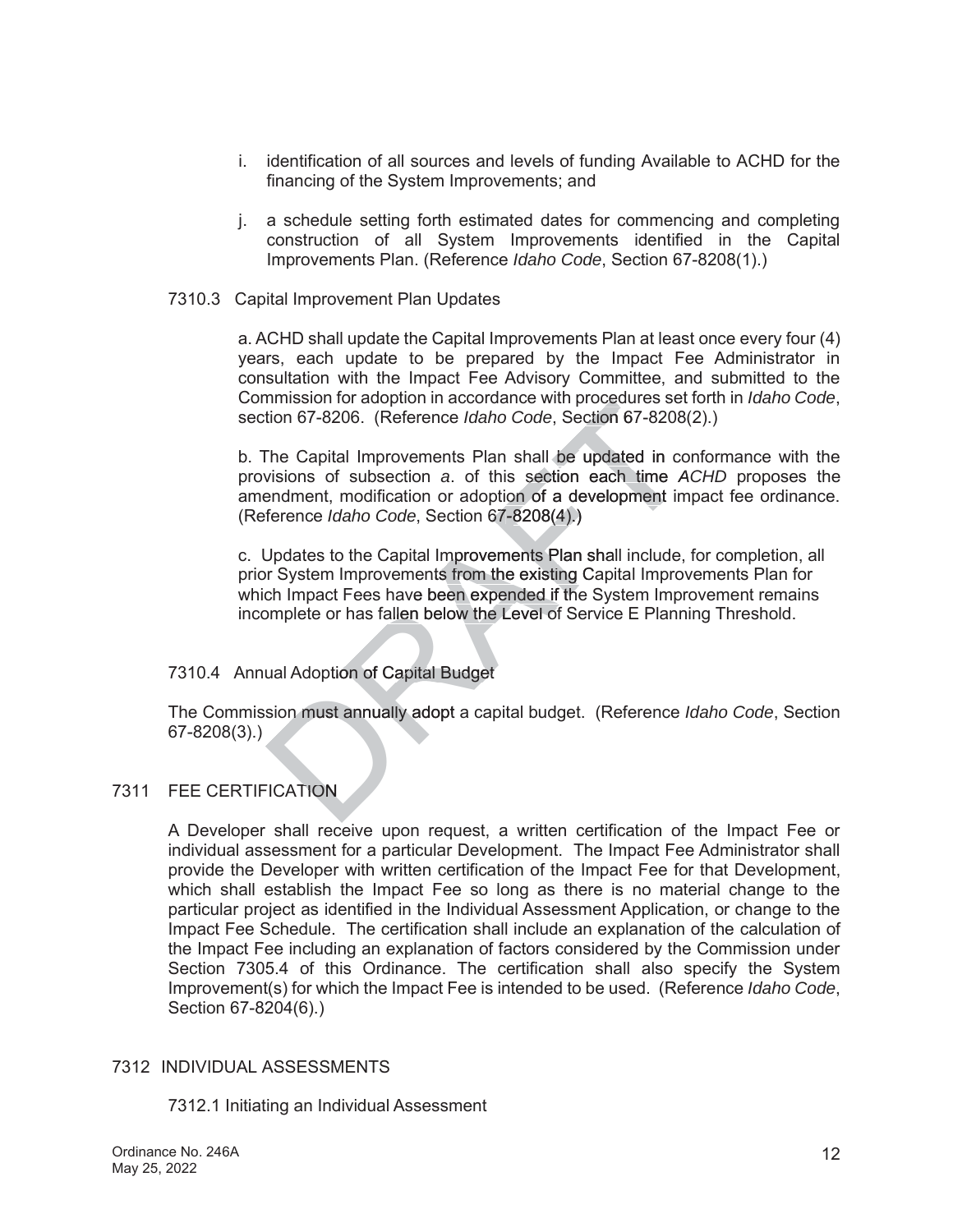i. identification of all sources and levels of funding Available to ACHD for the financing of the System Improvements; and

j. a schedule setting forth estimated dates for commencing and completing construction of all System Improvements identified in the Capital Improvements Plan. (Reference *Idaho Code*, Section 67-8208(1).)

### 7310.3 Capital Improvement Plan Updates

a. ACHD shall update the Capital Improvements Plan at least once every four (4) years, each update to be prepared by the Impact Fee Administrator in consultation with the Impact Fee Advisory Committee, and submitted to the Commission for adoption in accordance with procedures set forth in *Idaho Code*, section 67-8206. (Reference *Idaho Code*, Section 67-8208(2).)

b. The Capital Improvements Plan shall be updated in conformance with the provisions of subsection *a*. of this section each time *ACHD* proposes the amendment, modification or adoption of a development impact fee ordinance. (Reference *Idaho Code*, Section 67-8208(4).)

c. Updates to the Capital Improvements Plan shall include, for completion, all prior System Improvements from the existing Capital Improvements Plan for which Impact Fees have been expended if the System Improvement remains incomplete or has fallen below the Level of Service E Planning Threshold.

### 7310.4 Annual Adoption of Capital Budget

The Commission must annually adopt a capital budget. (Reference *Idaho Code*, Section 67-8208(3).)

## 7311 FEE CERTIFICATION

A Developer shall receive upon request, a written certification of the Impact Fee or individual assessment for a particular Development. The Impact Fee Administrator shall provide the Developer with written certification of the Impact Fee for that Development, which shall establish the Impact Fee so long as there is no material change to the particular project as identified in the Individual Assessment Application, or change to the Impact Fee Schedule. The certification shall include an explanation of the calculation of the Impact Fee including an explanation of factors considered by the Commission under Section 7305.4 of this Ordinance. The certification shall also specify the System Improvement(s) for which the Impact Fee is intended to be used. (Reference *Idaho Code*, Section 67-8204(6).)

## 7312 INDIVIDUAL ASSESSMENTS

### 7312.1 Initiating an Individual Assessment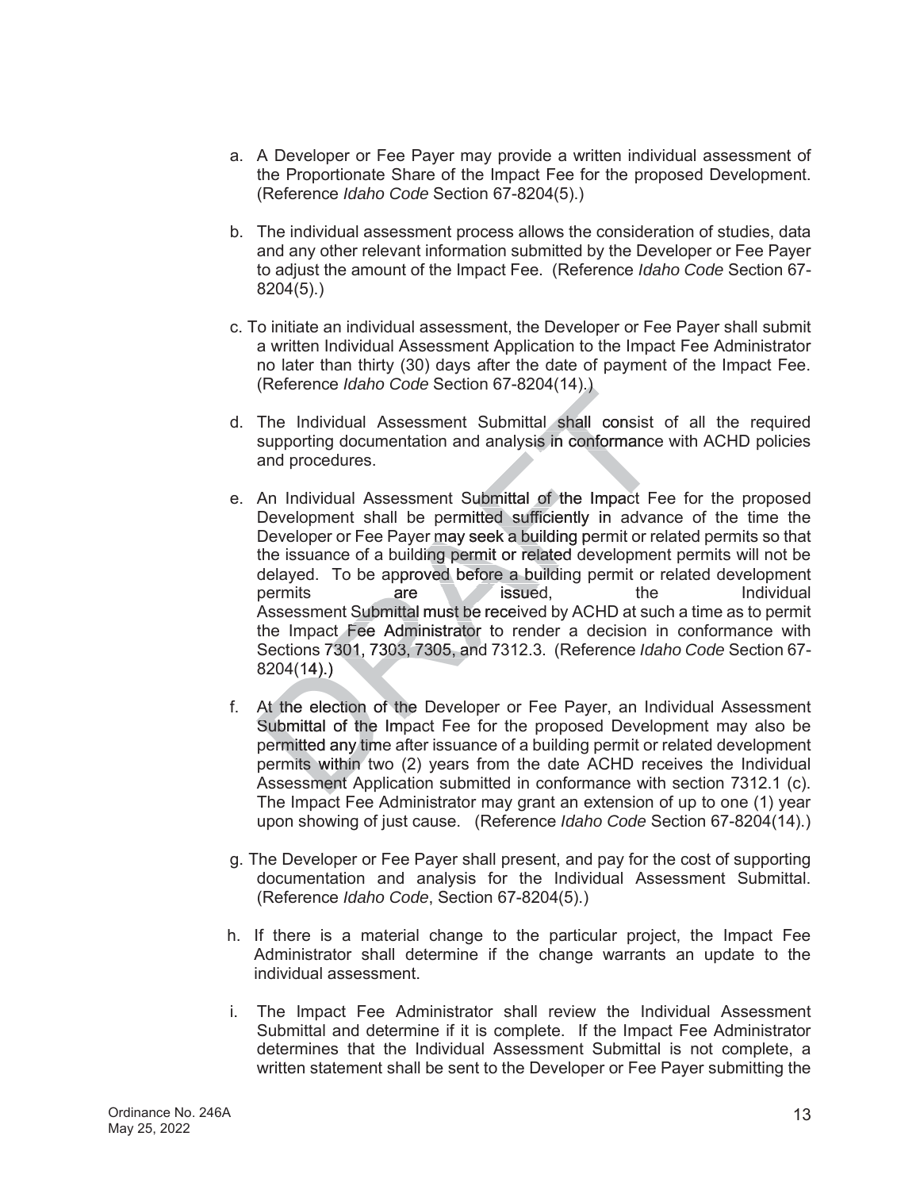a. A Developer or Fee Payer may provide a written individual assessment of the Proportionate Share of the Impact Fee for the proposed Development. (Reference *Idaho Code* Section 67-8204(5).)

b. The individual assessment process allows the consideration of studies, data and any other relevant information submitted by the Developer or Fee Payer to adjust the amount of the Impact Fee. (Reference *Idaho Code* Section 67-8204(5).)

c. To initiate an individual assessment, the Developer or Fee Payer shall submit a written Individual Assessment Application to the Impact Fee Administrator no later than thirty (30) days after the date of payment of the Impact Fee. (Reference *Idaho Code* Section 67-8204(14).)

d. The Individual Assessment Submittal shall consist of all the required supporting documentation and analysis in conformance with ACHD policies and procedures.

e. An Individual Assessment Submittal of the Impact Fee for the proposed Development shall be permitted sufficiently in advance of the time the Developer or Fee Payer may seek a building permit or related permits so that the issuance of a building permit or related development permits will not be delayed. To be approved before a building permit or related development permits are issued, the Individual Assessment Submittal must be received by ACHD at such a time as to permit the Impact Fee Administrator to render a decision in conformance with Sections 7301, 7303, 7305, and 7312.3. (Reference *Idaho Code* Section 67-8204(14).)

f. At the election of the Developer or Fee Payer, an Individual Assessment Submittal of the Impact Fee for the proposed Development may also be permitted any time after issuance of a building permit or related development permits within two (2) years from the date ACHD receives the Individual Assessment Application submitted in conformance with section 7312.1 (c). The Impact Fee Administrator may grant an extension of up to one (1) year upon showing of just cause. (Reference *Idaho Code* Section 67-8204(14).)

g. The Developer or Fee Payer shall present, and pay for the cost of supporting documentation and analysis for the Individual Assessment Submittal. (Reference *Idaho Code*, Section 67-8204(5).)

h. If there is a material change to the particular project, the Impact Fee Administrator shall determine if the change warrants an update to the individual assessment.

i. The Impact Fee Administrator shall review the Individual Assessment Submittal and determine if it is complete. If the Impact Fee Administrator determines that the Individual Assessment Submittal is not complete, a written statement shall be sent to the Developer or Fee Payer submitting the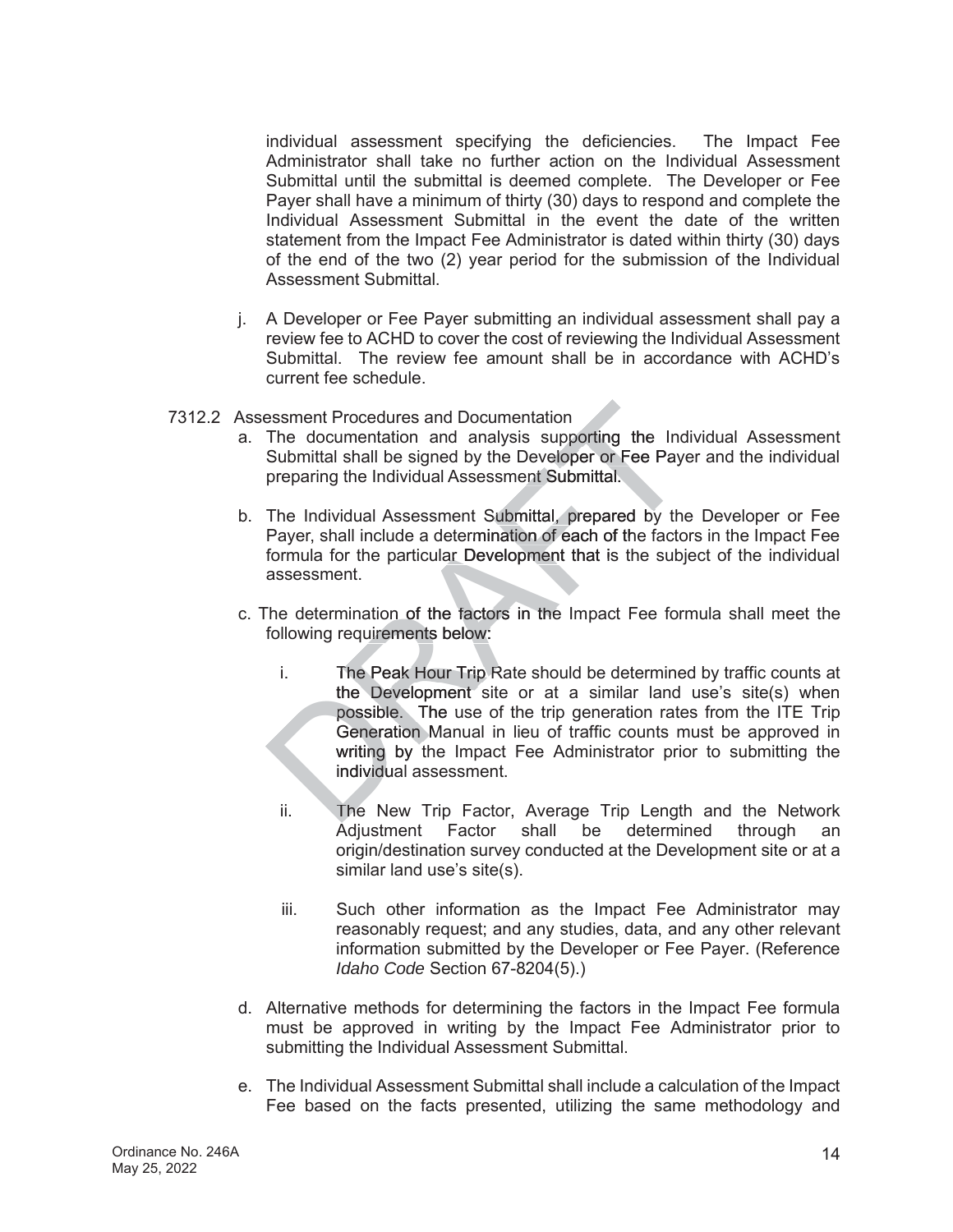individual assessment specifying the deficiencies. The Impact Fee Administrator shall take no further action on the Individual Assessment Submittal until the submittal is deemed complete. The Developer or Fee Payer shall have a minimum of thirty (30) days to respond and complete the Individual Assessment Submittal in the event the date of the written statement from the Impact Fee Administrator is dated within thirty (30) days of the end of the two (2) year period for the submission of the Individual Assessment Submittal.

j. A Developer or Fee Payer submitting an individual assessment shall pay a review fee to ACHD to cover the cost of reviewing the Individual Assessment Submittal. The review fee amount shall be in accordance with ACHD's current fee schedule.

7312.2 Assessment Procedures and Documentation

a. The documentation and analysis supporting the Individual Assessment Submittal shall be signed by the Developer or Fee Payer and the individual preparing the Individual Assessment Submittal.

b. The Individual Assessment Submittal, prepared by the Developer or Fee Payer, shall include a determination of each of the factors in the Impact Fee formula for the particular Development that is the subject of the individual assessment.

c. The determination of the factors in the Impact Fee formula shall meet the following requirements below:

   i. The Peak Hour Trip Rate should be determined by traffic counts at the Development site or at a similar land use's site(s) when possible. The use of the trip generation rates from the ITE Trip Generation Manual in lieu of traffic counts must be approved in writing by the Impact Fee Administrator prior to submitting the individual assessment.

   ii. The New Trip Factor, Average Trip Length and the Network Adjustment Factor shall be determined through an origin/destination survey conducted at the Development site or at a similar land use's site(s).

   iii. Such other information as the Impact Fee Administrator may reasonably request; and any studies, data, and any other relevant information submitted by the Developer or Fee Payer. (Reference *Idaho Code* Section 67-8204(5).)

d. Alternative methods for determining the factors in the Impact Fee formula must be approved in writing by the Impact Fee Administrator prior to submitting the Individual Assessment Submittal.

e. The Individual Assessment Submittal shall include a calculation of the Impact Fee based on the facts presented, utilizing the same methodology and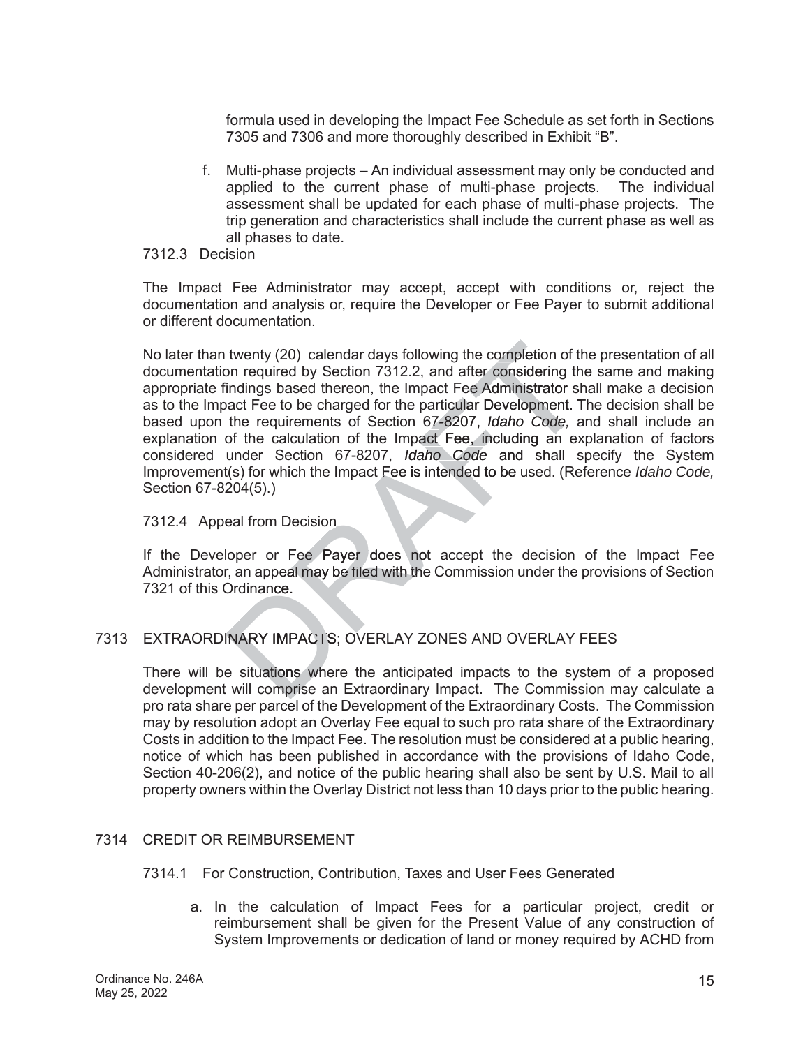formula used in developing the Impact Fee Schedule as set forth in Sections 7305 and 7306 and more thoroughly described in Exhibit "B".

f. Multi-phase projects – An individual assessment may only be conducted and applied to the current phase of multi-phase projects. The individual assessment shall be updated for each phase of multi-phase projects. The trip generation and characteristics shall include the current phase as well as all phases to date.

7312.3 Decision

The Impact Fee Administrator may accept, accept with conditions or, reject the documentation and analysis or, require the Developer or Fee Payer to submit additional or different documentation.

No later than twenty (20) calendar days following the completion of the presentation of all documentation required by Section 7312.2, and after considering the same and making appropriate findings based thereon, the Impact Fee Administrator shall make a decision as to the Impact Fee to be charged for the particular Development. The decision shall be based upon the requirements of Section 67-8207, *Idaho Code,* and shall include an explanation of the calculation of the Impact Fee, including an explanation of factors considered under Section 67-8207, *Idaho Code* and shall specify the System Improvement(s) for which the Impact Fee is intended to be used. (Reference *Idaho Code,* Section 67-8204(5).)

7312.4 Appeal from Decision

If the Developer or Fee Payer does not accept the decision of the Impact Fee Administrator, an appeal may be filed with the Commission under the provisions of Section 7321 of this Ordinance.

## 7313 EXTRAORDINARY IMPACTS; OVERLAY ZONES AND OVERLAY FEES

There will be situations where the anticipated impacts to the system of a proposed development will comprise an Extraordinary Impact. The Commission may calculate a pro rata share per parcel of the Development of the Extraordinary Costs. The Commission may by resolution adopt an Overlay Fee equal to such pro rata share of the Extraordinary Costs in addition to the Impact Fee. The resolution must be considered at a public hearing, notice of which has been published in accordance with the provisions of Idaho Code, Section 40-206(2), and notice of the public hearing shall also be sent by U.S. Mail to all property owners within the Overlay District not less than 10 days prior to the public hearing.

## 7314 CREDIT OR REIMBURSEMENT

7314.1 For Construction, Contribution, Taxes and User Fees Generated

a. In the calculation of Impact Fees for a particular project, credit or reimbursement shall be given for the Present Value of any construction of System Improvements or dedication of land or money required by ACHD from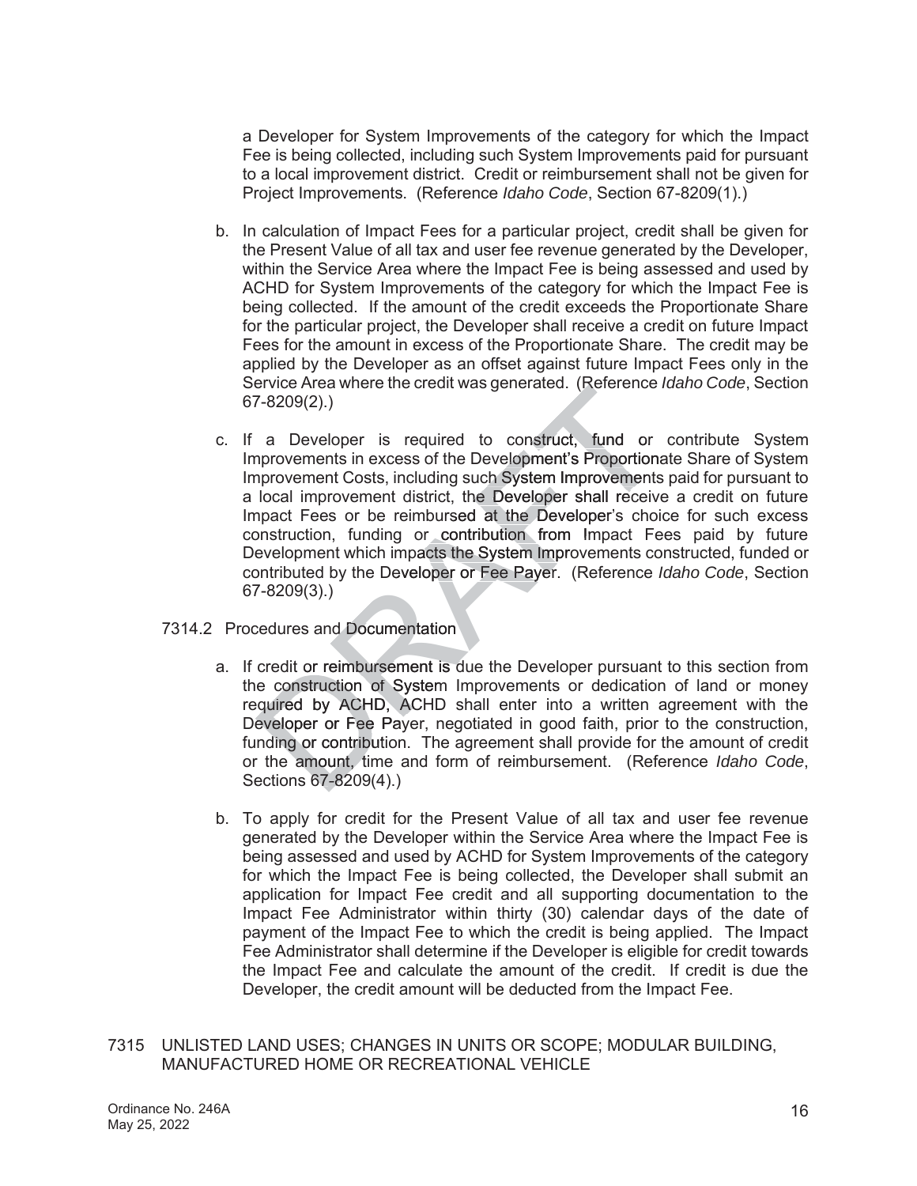a Developer for System Improvements of the category for which the Impact Fee is being collected, including such System Improvements paid for pursuant to a local improvement district. Credit or reimbursement shall not be given for Project Improvements. (Reference *Idaho Code*, Section 67-8209(1).)

b. In calculation of Impact Fees for a particular project, credit shall be given for the Present Value of all tax and user fee revenue generated by the Developer, within the Service Area where the Impact Fee is being assessed and used by ACHD for System Improvements of the category for which the Impact Fee is being collected. If the amount of the credit exceeds the Proportionate Share for the particular project, the Developer shall receive a credit on future Impact Fees for the amount in excess of the Proportionate Share. The credit may be applied by the Developer as an offset against future Impact Fees only in the Service Area where the credit was generated. (Reference *Idaho Code*, Section 67-8209(2).)

c. If a Developer is required to construct, fund or contribute System Improvements in excess of the Development's Proportionate Share of System Improvement Costs, including such System Improvements paid for pursuant to a local improvement district, the Developer shall receive a credit on future Impact Fees or be reimbursed at the Developer's choice for such excess construction, funding or contribution from Impact Fees paid by future Development which impacts the System Improvements constructed, funded or contributed by the Developer or Fee Payer. (Reference *Idaho Code*, Section 67-8209(3).)

7314.2 Procedures and Documentation

a. If credit or reimbursement is due the Developer pursuant to this section from the construction of System Improvements or dedication of land or money required by ACHD, ACHD shall enter into a written agreement with the Developer or Fee Payer, negotiated in good faith, prior to the construction, funding or contribution. The agreement shall provide for the amount of credit or the amount, time and form of reimbursement. (Reference *Idaho Code*, Sections 67-8209(4).)

b. To apply for credit for the Present Value of all tax and user fee revenue generated by the Developer within the Service Area where the Impact Fee is being assessed and used by ACHD for System Improvements of the category for which the Impact Fee is being collected, the Developer shall submit an application for Impact Fee credit and all supporting documentation to the Impact Fee Administrator within thirty (30) calendar days of the date of payment of the Impact Fee to which the credit is being applied. The Impact Fee Administrator shall determine if the Developer is eligible for credit towards the Impact Fee and calculate the amount of the credit. If credit is due the Developer, the credit amount will be deducted from the Impact Fee.

7315 UNLISTED LAND USES; CHANGES IN UNITS OR SCOPE; MODULAR BUILDING, MANUFACTURED HOME OR RECREATIONAL VEHICLE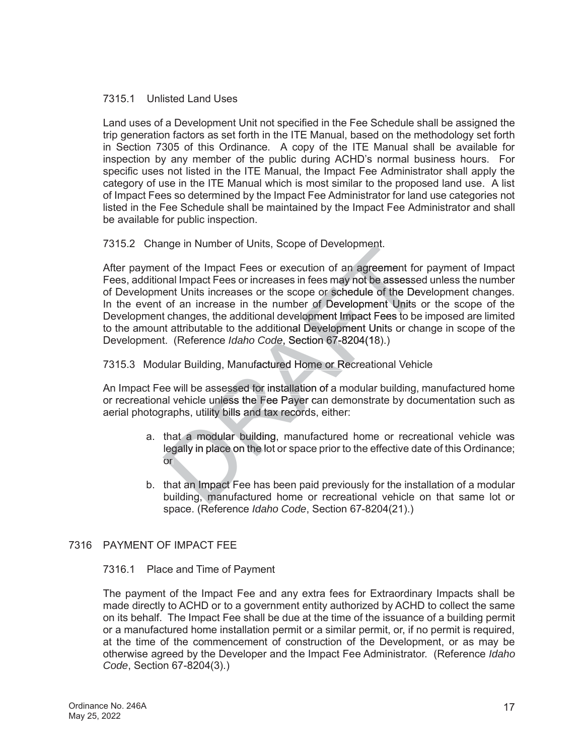### 7315.1 Unlisted Land Uses

Land uses of a Development Unit not specified in the Fee Schedule shall be assigned the trip generation factors as set forth in the ITE Manual, based on the methodology set forth in Section 7305 of this Ordinance. A copy of the ITE Manual shall be available for inspection by any member of the public during ACHD's normal business hours. For specific uses not listed in the ITE Manual, the Impact Fee Administrator shall apply the category of use in the ITE Manual which is most similar to the proposed land use. A list of Impact Fees so determined by the Impact Fee Administrator for land use categories not listed in the Fee Schedule shall be maintained by the Impact Fee Administrator and shall be available for public inspection.

### 7315.2 Change in Number of Units, Scope of Development.

After payment of the Impact Fees or execution of an agreement for payment of Impact Fees, additional Impact Fees or increases in fees may not be assessed unless the number of Development Units increases or the scope or schedule of the Development changes. In the event of an increase in the number of Development Units or the scope of the Development changes, the additional development Impact Fees to be imposed are limited to the amount attributable to the additional Development Units or change in scope of the Development. (Reference *Idaho Code*, Section 67-8204(18).)

### 7315.3 Modular Building, Manufactured Home or Recreational Vehicle

An Impact Fee will be assessed for installation of a modular building, manufactured home or recreational vehicle unless the Fee Payer can demonstrate by documentation such as aerial photographs, utility bills and tax records, either:

a. that a modular building, manufactured home or recreational vehicle was legally in place on the lot or space prior to the effective date of this Ordinance; or

b. that an Impact Fee has been paid previously for the installation of a modular building, manufactured home or recreational vehicle on that same lot or space. (Reference *Idaho Code*, Section 67-8204(21).)

## 7316 PAYMENT OF IMPACT FEE

### 7316.1 Place and Time of Payment

The payment of the Impact Fee and any extra fees for Extraordinary Impacts shall be made directly to ACHD or to a government entity authorized by ACHD to collect the same on its behalf. The Impact Fee shall be due at the time of the issuance of a building permit or a manufactured home installation permit or a similar permit, or, if no permit is required, at the time of the commencement of construction of the Development, or as may be otherwise agreed by the Developer and the Impact Fee Administrator. (Reference *Idaho Code*, Section 67-8204(3).)

Ordinance No. 246A
May 25, 2022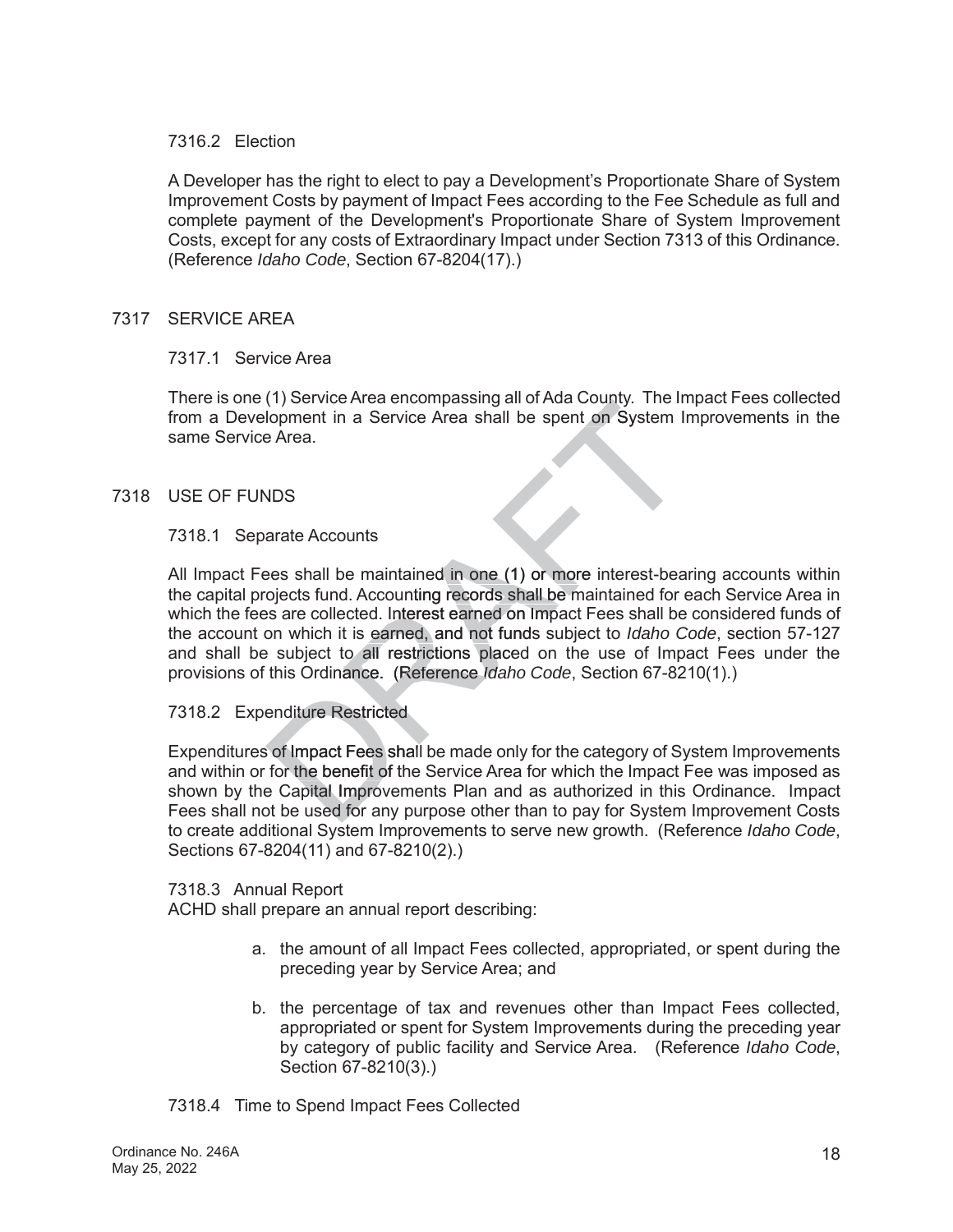### 7316.2 Election

A Developer has the right to elect to pay a Development's Proportionate Share of System Improvement Costs by payment of Impact Fees according to the Fee Schedule as full and complete payment of the Development's Proportionate Share of System Improvement Costs, except for any costs of Extraordinary Impact under Section 7313 of this Ordinance. (Reference *Idaho Code*, Section 67-8204(17).)

## 7317 SERVICE AREA

### 7317.1 Service Area

There is one (1) Service Area encompassing all of Ada County. The Impact Fees collected from a Development in a Service Area shall be spent on System Improvements in the same Service Area.

## 7318 USE OF FUNDS

### 7318.1 Separate Accounts

All Impact Fees shall be maintained in one (1) or more interest-bearing accounts within the capital projects fund. Accounting records shall be maintained for each Service Area in which the fees are collected. Interest earned on Impact Fees shall be considered funds of the account on which it is earned, and not funds subject to *Idaho Code*, section 57-127 and shall be subject to all restrictions placed on the use of Impact Fees under the provisions of this Ordinance. (Reference *Idaho Code*, Section 67-8210(1).)

### 7318.2 Expenditure Restricted

Expenditures of Impact Fees shall be made only for the category of System Improvements and within or for the benefit of the Service Area for which the Impact Fee was imposed as shown by the Capital Improvements Plan and as authorized in this Ordinance. Impact Fees shall not be used for any purpose other than to pay for System Improvement Costs to create additional System Improvements to serve new growth. (Reference *Idaho Code*, Sections 67-8204(11) and 67-8210(2).)

### 7318.3 Annual Report

ACHD shall prepare an annual report describing:

a. the amount of all Impact Fees collected, appropriated, or spent during the preceding year by Service Area; and

b. the percentage of tax and revenues other than Impact Fees collected, appropriated or spent for System Improvements during the preceding year by category of public facility and Service Area. (Reference *Idaho Code*, Section 67-8210(3).)

### 7318.4 Time to Spend Impact Fees Collected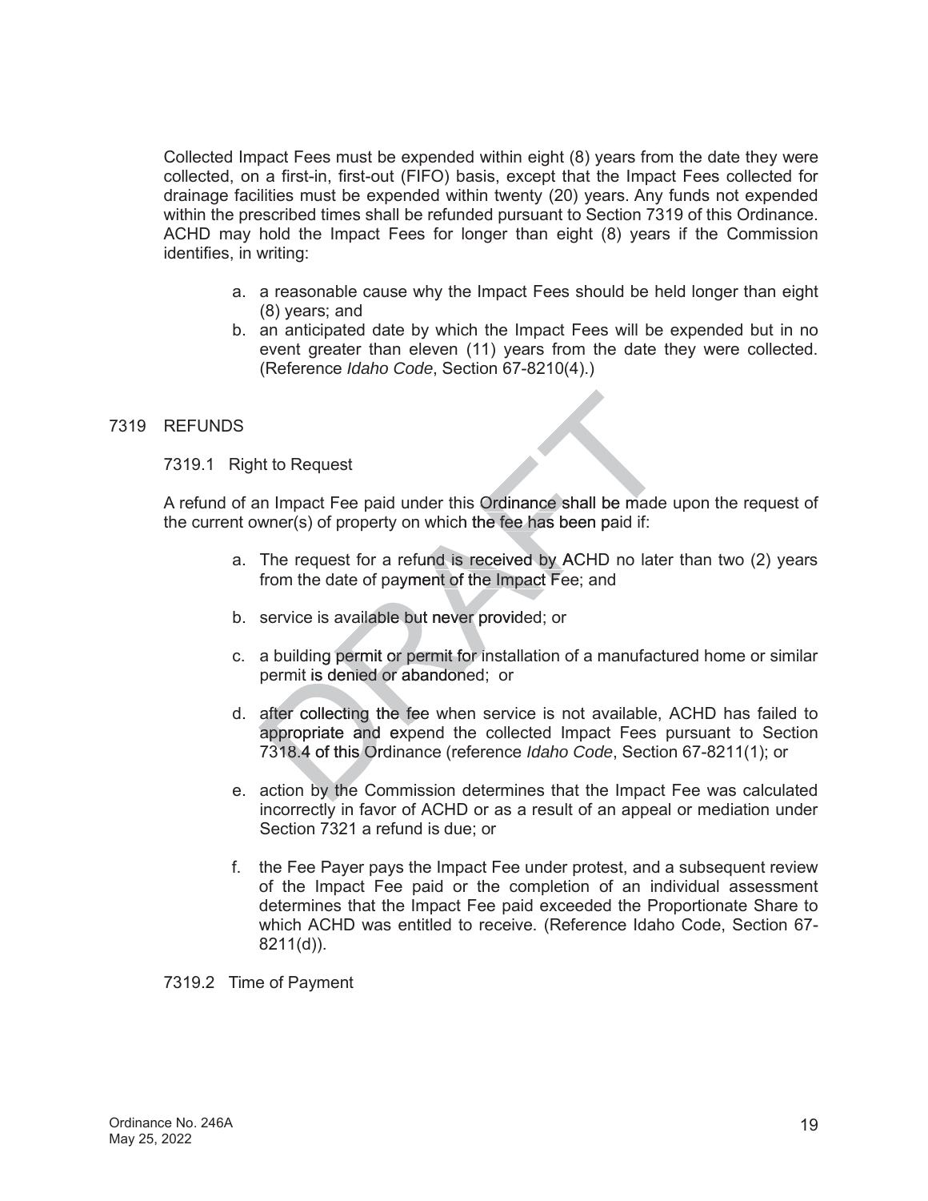Collected Impact Fees must be expended within eight (8) years from the date they were collected, on a first-in, first-out (FIFO) basis, except that the Impact Fees collected for drainage facilities must be expended within twenty (20) years. Any funds not expended within the prescribed times shall be refunded pursuant to Section 7319 of this Ordinance. ACHD may hold the Impact Fees for longer than eight (8) years if the Commission identifies, in writing:

a. a reasonable cause why the Impact Fees should be held longer than eight (8) years; and
b. an anticipated date by which the Impact Fees will be expended but in no event greater than eleven (11) years from the date they were collected. (Reference *Idaho Code*, Section 67-8210(4).)

## 7319 REFUNDS

### 7319.1 Right to Request

A refund of an Impact Fee paid under this Ordinance shall be made upon the request of the current owner(s) of property on which the fee has been paid if:

a. The request for a refund is received by ACHD no later than two (2) years from the date of payment of the Impact Fee; and

b. service is available but never provided; or

c. a building permit or permit for installation of a manufactured home or similar permit is denied or abandoned; or

d. after collecting the fee when service is not available, ACHD has failed to appropriate and expend the collected Impact Fees pursuant to Section 7318.4 of this Ordinance (reference *Idaho Code*, Section 67-8211(1); or

e. action by the Commission determines that the Impact Fee was calculated incorrectly in favor of ACHD or as a result of an appeal or mediation under Section 7321 a refund is due; or

f. the Fee Payer pays the Impact Fee under protest, and a subsequent review of the Impact Fee paid or the completion of an individual assessment determines that the Impact Fee paid exceeded the Proportionate Share to which ACHD was entitled to receive. (Reference Idaho Code, Section 67-8211(d)).

### 7319.2 Time of Payment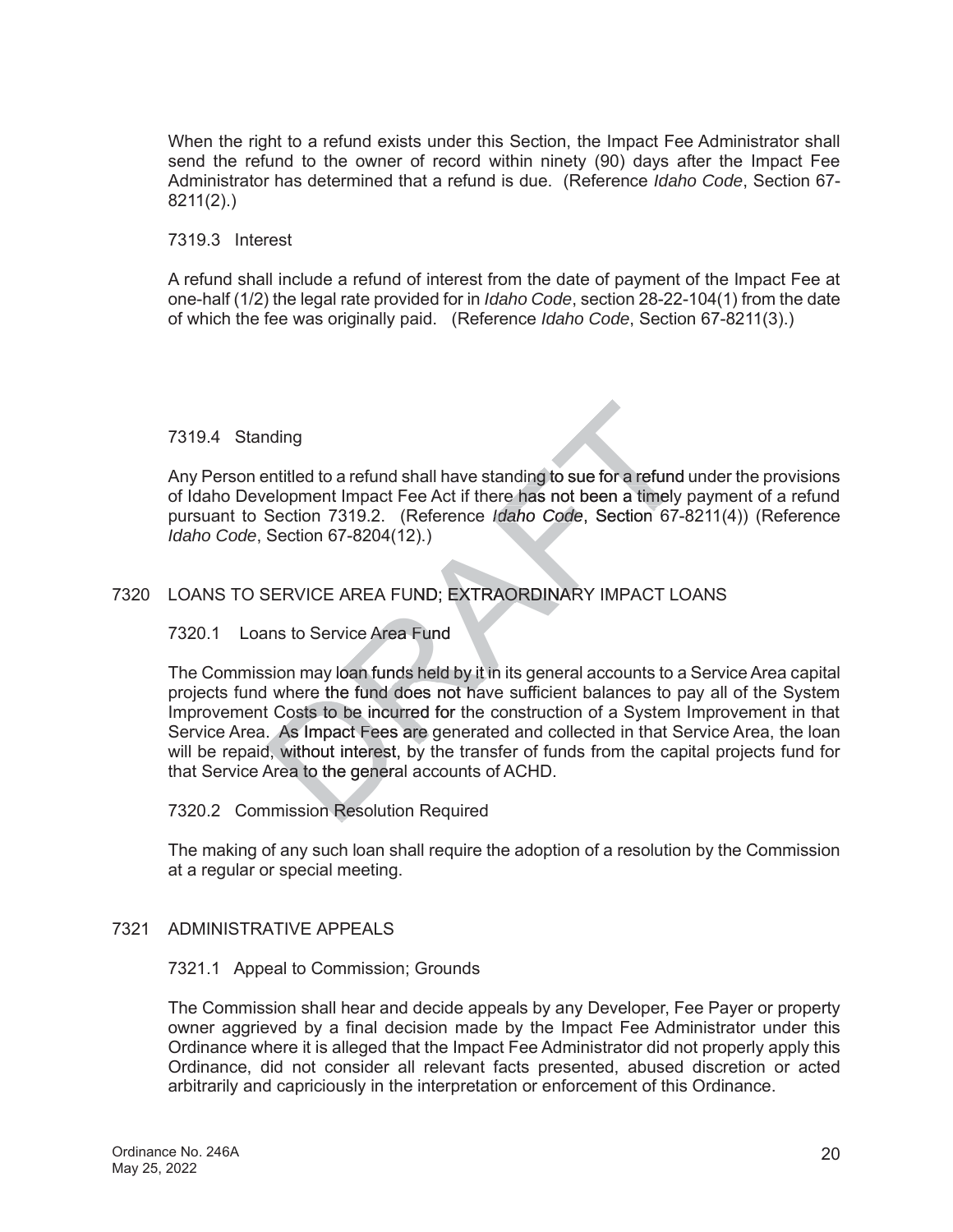When the right to a refund exists under this Section, the Impact Fee Administrator shall send the refund to the owner of record within ninety (90) days after the Impact Fee Administrator has determined that a refund is due. (Reference *Idaho Code*, Section 67-8211(2).)

7319.3 Interest

A refund shall include a refund of interest from the date of payment of the Impact Fee at one-half (1/2) the legal rate provided for in *Idaho Code*, section 28-22-104(1) from the date of which the fee was originally paid. (Reference *Idaho Code*, Section 67-8211(3).)

7319.4 Standing

Any Person entitled to a refund shall have standing to sue for a refund under the provisions of Idaho Development Impact Fee Act if there has not been a timely payment of a refund pursuant to Section 7319.2. (Reference *Idaho Code*, Section 67-8211(4)) (Reference *Idaho Code*, Section 67-8204(12).)

## 7320 LOANS TO SERVICE AREA FUND; EXTRAORDINARY IMPACT LOANS

7320.1 Loans to Service Area Fund

The Commission may loan funds held by it in its general accounts to a Service Area capital projects fund where the fund does not have sufficient balances to pay all of the System Improvement Costs to be incurred for the construction of a System Improvement in that Service Area. As Impact Fees are generated and collected in that Service Area, the loan will be repaid, without interest, by the transfer of funds from the capital projects fund for that Service Area to the general accounts of ACHD.

7320.2 Commission Resolution Required

The making of any such loan shall require the adoption of a resolution by the Commission at a regular or special meeting.

## 7321 ADMINISTRATIVE APPEALS

7321.1 Appeal to Commission; Grounds

The Commission shall hear and decide appeals by any Developer, Fee Payer or property owner aggrieved by a final decision made by the Impact Fee Administrator under this Ordinance where it is alleged that the Impact Fee Administrator did not properly apply this Ordinance, did not consider all relevant facts presented, abused discretion or acted arbitrarily and capriciously in the interpretation or enforcement of this Ordinance.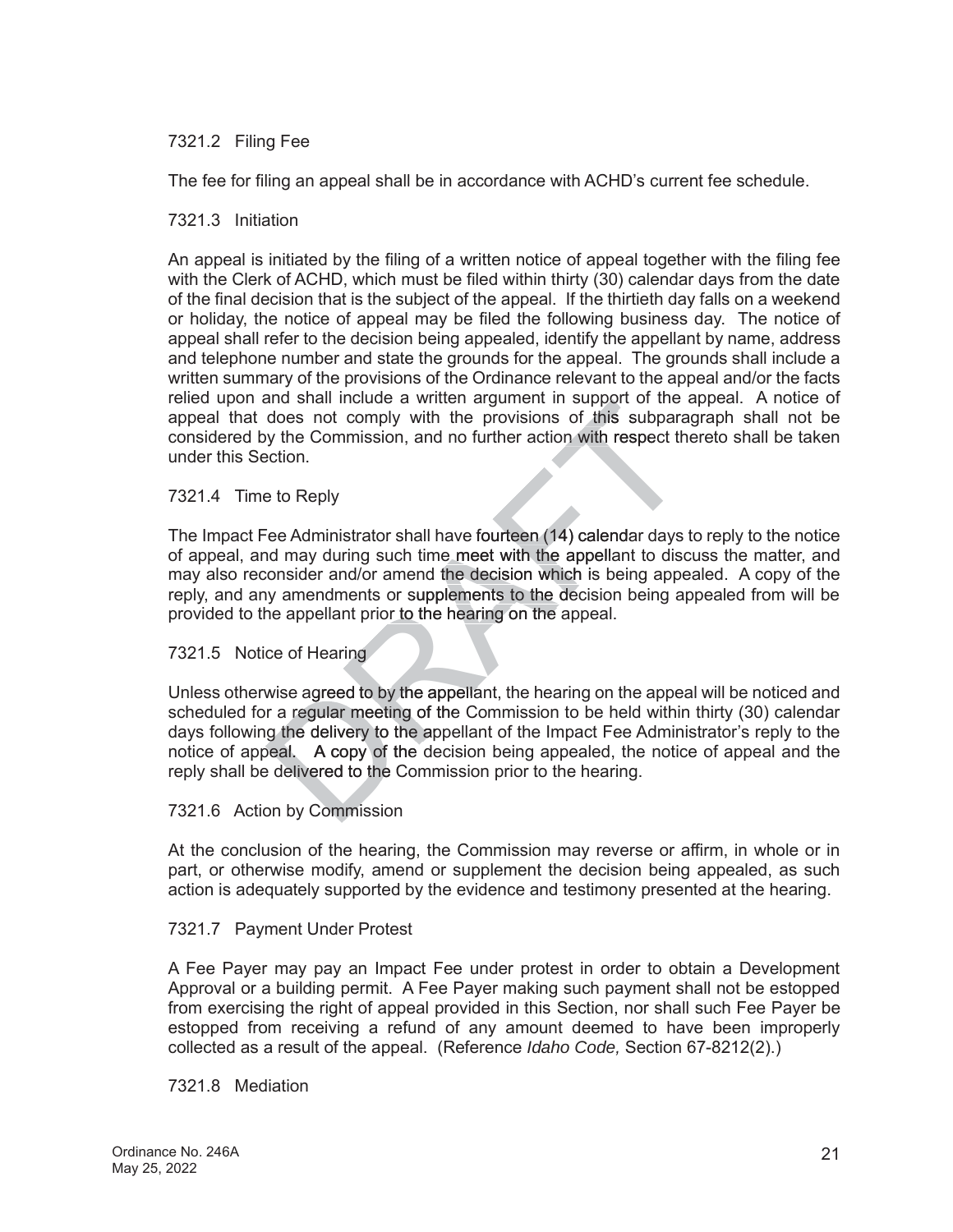7321.2 Filing Fee

The fee for filing an appeal shall be in accordance with ACHD's current fee schedule.

7321.3 Initiation

An appeal is initiated by the filing of a written notice of appeal together with the filing fee with the Clerk of ACHD, which must be filed within thirty (30) calendar days from the date of the final decision that is the subject of the appeal. If the thirtieth day falls on a weekend or holiday, the notice of appeal may be filed the following business day. The notice of appeal shall refer to the decision being appealed, identify the appellant by name, address and telephone number and state the grounds for the appeal. The grounds shall include a written summary of the provisions of the Ordinance relevant to the appeal and/or the facts relied upon and shall include a written argument in support of the appeal. A notice of appeal that does not comply with the provisions of this subparagraph shall not be considered by the Commission, and no further action with respect thereto shall be taken under this Section.

7321.4 Time to Reply

The Impact Fee Administrator shall have fourteen (14) calendar days to reply to the notice of appeal, and may during such time meet with the appellant to discuss the matter, and may also reconsider and/or amend the decision which is being appealed. A copy of the reply, and any amendments or supplements to the decision being appealed from will be provided to the appellant prior to the hearing on the appeal.

7321.5 Notice of Hearing

Unless otherwise agreed to by the appellant, the hearing on the appeal will be noticed and scheduled for a regular meeting of the Commission to be held within thirty (30) calendar days following the delivery to the appellant of the Impact Fee Administrator's reply to the notice of appeal. A copy of the decision being appealed, the notice of appeal and the reply shall be delivered to the Commission prior to the hearing.

7321.6 Action by Commission

At the conclusion of the hearing, the Commission may reverse or affirm, in whole or in part, or otherwise modify, amend or supplement the decision being appealed, as such action is adequately supported by the evidence and testimony presented at the hearing.

7321.7 Payment Under Protest

A Fee Payer may pay an Impact Fee under protest in order to obtain a Development Approval or a building permit. A Fee Payer making such payment shall not be estopped from exercising the right of appeal provided in this Section, nor shall such Fee Payer be estopped from receiving a refund of any amount deemed to have been improperly collected as a result of the appeal. (Reference *Idaho Code,* Section 67-8212(2).)

7321.8 Mediation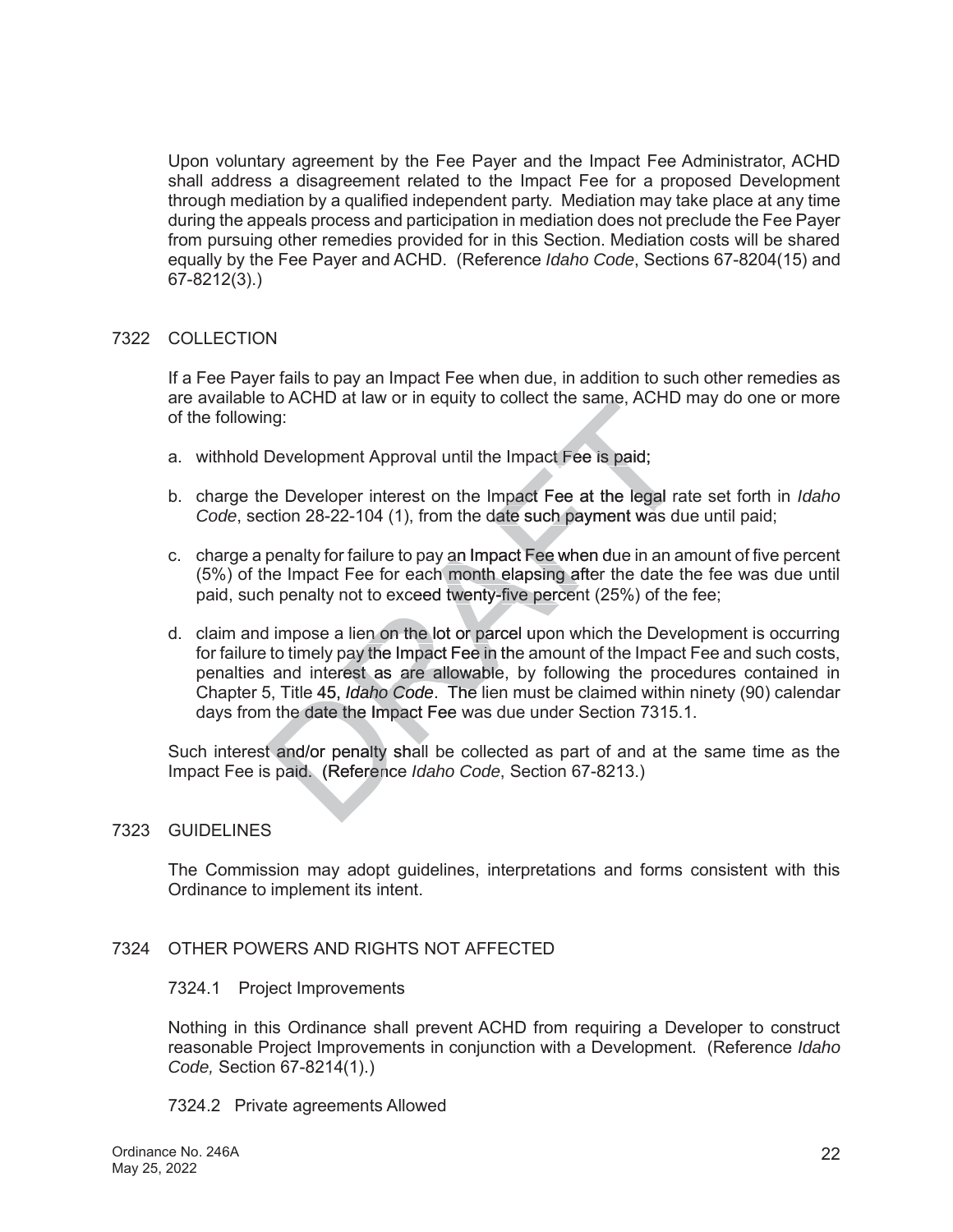Upon voluntary agreement by the Fee Payer and the Impact Fee Administrator, ACHD shall address a disagreement related to the Impact Fee for a proposed Development through mediation by a qualified independent party. Mediation may take place at any time during the appeals process and participation in mediation does not preclude the Fee Payer from pursuing other remedies provided for in this Section. Mediation costs will be shared equally by the Fee Payer and ACHD. (Reference *Idaho Code*, Sections 67-8204(15) and 67-8212(3).)

## 7322 COLLECTION

If a Fee Payer fails to pay an Impact Fee when due, in addition to such other remedies as are available to ACHD at law or in equity to collect the same, ACHD may do one or more of the following:

a. withhold Development Approval until the Impact Fee is paid;

b. charge the Developer interest on the Impact Fee at the legal rate set forth in *Idaho Code*, section 28-22-104 (1), from the date such payment was due until paid;

c. charge a penalty for failure to pay an Impact Fee when due in an amount of five percent (5%) of the Impact Fee for each month elapsing after the date the fee was due until paid, such penalty not to exceed twenty-five percent (25%) of the fee;

d. claim and impose a lien on the lot or parcel upon which the Development is occurring for failure to timely pay the Impact Fee in the amount of the Impact Fee and such costs, penalties and interest as are allowable, by following the procedures contained in Chapter 5, Title 45, *Idaho Code*. The lien must be claimed within ninety (90) calendar days from the date the Impact Fee was due under Section 7315.1.

Such interest and/or penalty shall be collected as part of and at the same time as the Impact Fee is paid. (Reference *Idaho Code*, Section 67-8213.)

## 7323 GUIDELINES

The Commission may adopt guidelines, interpretations and forms consistent with this Ordinance to implement its intent.

## 7324 OTHER POWERS AND RIGHTS NOT AFFECTED

### 7324.1 Project Improvements

Nothing in this Ordinance shall prevent ACHD from requiring a Developer to construct reasonable Project Improvements in conjunction with a Development. (Reference *Idaho Code,* Section 67-8214(1).)

### 7324.2 Private agreements Allowed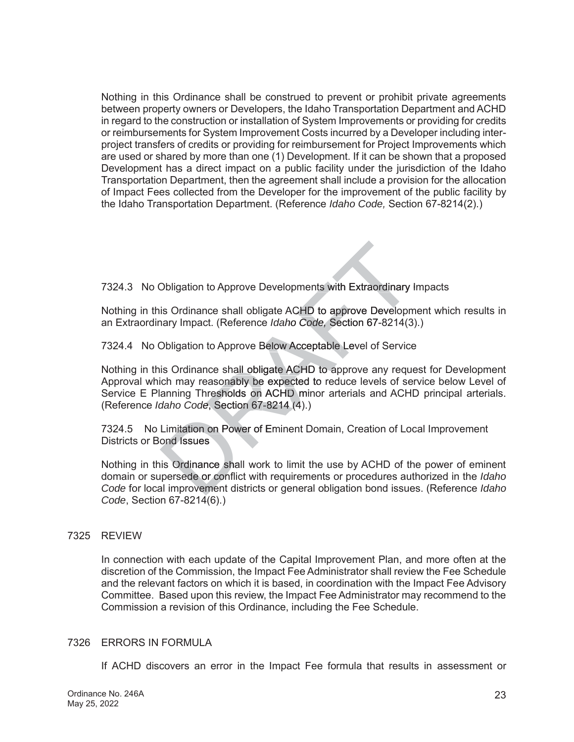Nothing in this Ordinance shall be construed to prevent or prohibit private agreements between property owners or Developers, the Idaho Transportation Department and ACHD in regard to the construction or installation of System Improvements or providing for credits or reimbursements for System Improvement Costs incurred by a Developer including inter-project transfers of credits or providing for reimbursement for Project Improvements which are used or shared by more than one (1) Development. If it can be shown that a proposed Development has a direct impact on a public facility under the jurisdiction of the Idaho Transportation Department, then the agreement shall include a provision for the allocation of Impact Fees collected from the Developer for the improvement of the public facility by the Idaho Transportation Department. (Reference *Idaho Code,* Section 67-8214(2).)

7324.3 No Obligation to Approve Developments with Extraordinary Impacts

Nothing in this Ordinance shall obligate ACHD to approve Development which results in an Extraordinary Impact. (Reference *Idaho Code,* Section 67-8214(3).)

7324.4 No Obligation to Approve Below Acceptable Level of Service

Nothing in this Ordinance shall obligate ACHD to approve any request for Development Approval which may reasonably be expected to reduce levels of service below Level of Service E Planning Thresholds on ACHD minor arterials and ACHD principal arterials. (Reference *Idaho Code*, Section 67-8214 (4).)

7324.5 No Limitation on Power of Eminent Domain, Creation of Local Improvement Districts or Bond Issues

Nothing in this Ordinance shall work to limit the use by ACHD of the power of eminent domain or supersede or conflict with requirements or procedures authorized in the *Idaho Code* for local improvement districts or general obligation bond issues. (Reference *Idaho Code*, Section 67-8214(6).)

7325 REVIEW

In connection with each update of the Capital Improvement Plan, and more often at the discretion of the Commission, the Impact Fee Administrator shall review the Fee Schedule and the relevant factors on which it is based, in coordination with the Impact Fee Advisory Committee. Based upon this review, the Impact Fee Administrator may recommend to the Commission a revision of this Ordinance, including the Fee Schedule.

7326 ERRORS IN FORMULA

If ACHD discovers an error in the Impact Fee formula that results in assessment or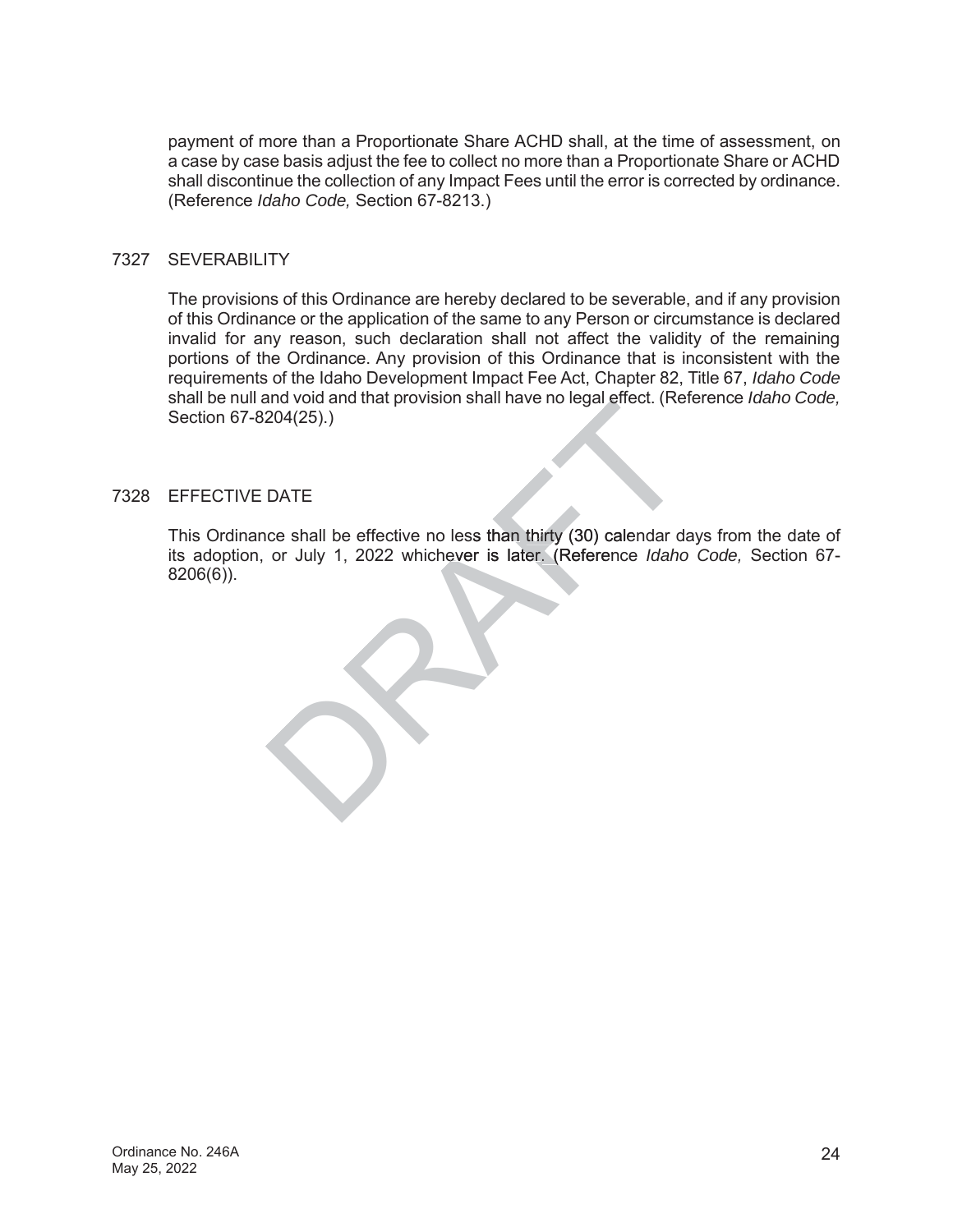payment of more than a Proportionate Share ACHD shall, at the time of assessment, on a case by case basis adjust the fee to collect no more than a Proportionate Share or ACHD shall discontinue the collection of any Impact Fees until the error is corrected by ordinance. (Reference *Idaho Code,* Section 67-8213.)

## 7327 SEVERABILITY

The provisions of this Ordinance are hereby declared to be severable, and if any provision of this Ordinance or the application of the same to any Person or circumstance is declared invalid for any reason, such declaration shall not affect the validity of the remaining portions of the Ordinance. Any provision of this Ordinance that is inconsistent with the requirements of the Idaho Development Impact Fee Act, Chapter 82, Title 67, *Idaho Code* shall be null and void and that provision shall have no legal effect. (Reference *Idaho Code,* Section 67-8204(25).)

## 7328 EFFECTIVE DATE

This Ordinance shall be effective no less than thirty (30) calendar days from the date of its adoption, or July 1, 2022 whichever is later. (Reference *Idaho Code,* Section 67-8206(6)).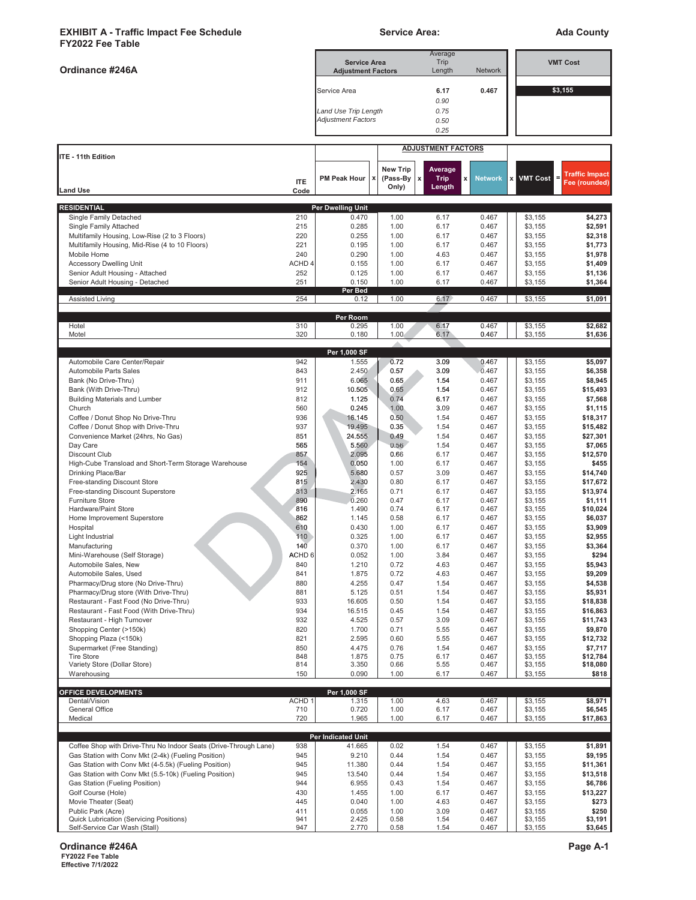**EXHIBIT A - Traffic Impact Fee Schedule**
**FY2022 Fee Table**

**Service Area:** **Ada County**

**Ordinance #246A**

| Service Area Adjustment Factors | Average Trip Length | Network | VMT Cost |
|---|---|---|---|
| Service Area | 6.17 | 0.467 | $3,155 |
| | 0.90 | | |
| Land Use Trip Length Adjustment Factors | 0.75 | | |
| | 0.50 | | |
| | 0.25 | | |

DRAFT

| Land Use (ITE - 11th Edition) | ITE Code | PM Peak Hour | x | New Trip (Pass-By Only) | x | Average Trip Length | x | Network | x | VMT Cost | = | Traffic Impact Fee (rounded) |
|---|---|---|---|---|---|---|---|---|---|---|---|---|
| **RESIDENTIAL** | | **Per Dwelling Unit** | | | | | | | | | | |
| Single Family Detached | 210 | 0.470 | | 1.00 | | 6.17 | | 0.467 | | $3,155 | | $4,273 |
| Single Family Attached | 215 | 0.285 | | 1.00 | | 6.17 | | 0.467 | | $3,155 | | $2,591 |
| Multifamily Housing, Low-Rise (2 to 3 Floors) | 220 | 0.255 | | 1.00 | | 6.17 | | 0.467 | | $3,155 | | $2,318 |
| Multifamily Housing, Mid-Rise (4 to 10 Floors) | 221 | 0.195 | | 1.00 | | 6.17 | | 0.467 | | $3,155 | | $1,773 |
| Mobile Home | 240 | 0.290 | | 1.00 | | 4.63 | | 0.467 | | $3,155 | | $1,978 |
| Accessory Dwelling Unit | ACHD 4 | 0.155 | | 1.00 | | 6.17 | | 0.467 | | $3,155 | | $1,409 |
| Senior Adult Housing - Attached | 252 | 0.125 | | 1.00 | | 6.17 | | 0.467 | | $3,155 | | $1,136 |
| Senior Adult Housing - Detached | 251 | 0.150 | | 1.00 | | 6.17 | | 0.467 | | $3,155 | | $1,364 |
| | | **Per Bed** | | | | | | | | | | |
| Assisted Living | 254 | 0.12 | | 1.00 | | 6.17 | | 0.467 | | $3,155 | | $1,091 |
| | | **Per Room** | | | | | | | | | | |
| Hotel | 310 | 0.295 | | 1.00 | | 6.17 | | 0.467 | | $3,155 | | $2,682 |
| Motel | 320 | 0.180 | | 1.00 | | 6.17 | | 0.467 | | $3,155 | | $1,636 |
| | | **Per 1,000 SF** | | | | | | | | | | |
| Automobile Care Center/Repair | 942 | 1.555 | | 0.72 | | 3.09 | | 0.467 | | $3,155 | | $5,097 |
| Automobile Parts Sales | 843 | 2.450 | | 0.57 | | 3.09 | | 0.467 | | $3,155 | | $6,358 |
| Bank (No Drive-Thru) | 911 | 6.065 | | 0.65 | | 1.54 | | 0.467 | | $3,155 | | $8,945 |
| Bank (With Drive-Thru) | 912 | 10.505 | | 0.65 | | 1.54 | | 0.467 | | $3,155 | | $15,493 |
| Building Materials and Lumber | 812 | 1.125 | | 0.74 | | 6.17 | | 0.467 | | $3,155 | | $7,568 |
| Church | 560 | 0.245 | | 1.00 | | 3.09 | | 0.467 | | $3,155 | | $1,115 |
| Coffee / Donut Shop No Drive-Thru | 936 | 16.145 | | 0.50 | | 1.54 | | 0.467 | | $3,155 | | $18,317 |
| Coffee / Donut Shop with Drive-Thru | 937 | 19.495 | | 0.35 | | 1.54 | | 0.467 | | $3,155 | | $15,482 |
| Convenience Market (24hrs, No Gas) | 851 | 24.555 | | 0.49 | | 1.54 | | 0.467 | | $3,155 | | $27,301 |
| Day Care | 565 | 5.560 | | 0.56 | | 1.54 | | 0.467 | | $3,155 | | $7,065 |
| Discount Club | 857 | 2.095 | | 0.66 | | 6.17 | | 0.467 | | $3,155 | | $12,570 |
| High-Cube Transload and Short-Term Storage Warehouse | 154 | 0.050 | | 1.00 | | 6.17 | | 0.467 | | $3,155 | | $455 |
| Drinking Place/Bar | 925 | 5.680 | | 0.57 | | 3.09 | | 0.467 | | $3,155 | | $14,740 |
| Free-standing Discount Store | 815 | 2.430 | | 0.80 | | 6.17 | | 0.467 | | $3,155 | | $17,672 |
| Free-standing Discount Superstore | 813 | 2.165 | | 0.71 | | 6.17 | | 0.467 | | $3,155 | | $13,974 |
| Furniture Store | 890 | 0.260 | | 0.47 | | 6.17 | | 0.467 | | $3,155 | | $1,111 |
| Hardware/Paint Store | 816 | 1.490 | | 0.74 | | 6.17 | | 0.467 | | $3,155 | | $10,024 |
| Home Improvement Superstore | 862 | 1.145 | | 0.58 | | 6.17 | | 0.467 | | $3,155 | | $6,037 |
| Hospital | 610 | 0.430 | | 1.00 | | 6.17 | | 0.467 | | $3,155 | | $3,909 |
| Light Industrial | 110 | 0.325 | | 1.00 | | 6.17 | | 0.467 | | $3,155 | | $2,955 |
| Manufacturing | 140 | 0.370 | | 1.00 | | 6.17 | | 0.467 | | $3,155 | | $3,364 |
| Mini-Warehouse (Self Storage) | ACHD 6 | 0.052 | | 1.00 | | 3.84 | | 0.467 | | $3,155 | | $294 |
| Automobile Sales, New | 840 | 1.210 | | 0.72 | | 4.63 | | 0.467 | | $3,155 | | $5,943 |
| Automobile Sales, Used | 841 | 1.875 | | 0.72 | | 4.63 | | 0.467 | | $3,155 | | $9,209 |
| Pharmacy/Drug store (No Drive-Thru) | 880 | 4.255 | | 0.47 | | 1.54 | | 0.467 | | $3,155 | | $4,538 |
| Pharmacy/Drug store (With Drive-Thru) | 881 | 5.125 | | 0.51 | | 1.54 | | 0.467 | | $3,155 | | $5,931 |
| Restaurant - Fast Food (No Drive-Thru) | 933 | 16.605 | | 0.50 | | 1.54 | | 0.467 | | $3,155 | | $18,838 |
| Restaurant - Fast Food (With Drive-Thru) | 934 | 16.515 | | 0.45 | | 1.54 | | 0.467 | | $3,155 | | $16,863 |
| Restaurant - High Turnover | 932 | 4.525 | | 0.57 | | 3.09 | | 0.467 | | $3,155 | | $11,743 |
| Shopping Center (>150k) | 820 | 1.700 | | 0.71 | | 5.55 | | 0.467 | | $3,155 | | $9,870 |
| Shopping Plaza (<150k) | 821 | 2.595 | | 0.60 | | 5.55 | | 0.467 | | $3,155 | | $12,732 |
| Supermarket (Free Standing) | 850 | 4.475 | | 0.76 | | 1.54 | | 0.467 | | $3,155 | | $7,717 |
| Tire Store | 848 | 1.875 | | 0.75 | | 6.17 | | 0.467 | | $3,155 | | $12,784 |
| Variety Store (Dollar Store) | 814 | 3.350 | | 0.66 | | 5.55 | | 0.467 | | $3,155 | | $18,080 |
| Warehousing | 150 | 0.090 | | 1.00 | | 6.17 | | 0.467 | | $3,155 | | $818 |
| **OFFICE DEVELOPMENTS** | | **Per 1,000 SF** | | | | | | | | | | |
| Dental/Vision | ACHD 1 | 1.315 | | 1.00 | | 4.63 | | 0.467 | | $3,155 | | $8,971 |
| General Office | 710 | 0.720 | | 1.00 | | 6.17 | | 0.467 | | $3,155 | | $6,545 |
| Medical | 720 | 1.965 | | 1.00 | | 6.17 | | 0.467 | | $3,155 | | $17,863 |
| | | **Per Indicated Unit** | | | | | | | | | | |
| Coffee Shop with Drive-Thru No Indoor Seats (Drive-Through Lane) | 938 | 41.665 | | 0.02 | | 1.54 | | 0.467 | | $3,155 | | $1,891 |
| Gas Station with Conv Mkt (2-4k) (Fueling Position) | 945 | 9.210 | | 0.44 | | 1.54 | | 0.467 | | $3,155 | | $9,195 |
| Gas Station with Conv Mkt (4-5.5k) (Fueling Position) | 945 | 11.380 | | 0.44 | | 1.54 | | 0.467 | | $3,155 | | $11,361 |
| Gas Station with Conv Mkt (5.5-10k) (Fueling Position) | 945 | 13.540 | | 0.44 | | 1.54 | | 0.467 | | $3,155 | | $13,518 |
| Gas Station (Fueling Position) | 944 | 6.955 | | 0.43 | | 1.54 | | 0.467 | | $3,155 | | $6,786 |
| Golf Course (Hole) | 430 | 1.455 | | 1.00 | | 6.17 | | 0.467 | | $3,155 | | $13,227 |
| Movie Theater (Seat) | 445 | 0.040 | | 1.00 | | 4.63 | | 0.467 | | $3,155 | | $273 |
| Public Park (Acre) | 411 | 0.055 | | 1.00 | | 3.09 | | 0.467 | | $3,155 | | $250 |
| Quick Lubrication (Servicing Positions) | 941 | 2.425 | | 0.58 | | 1.54 | | 0.467 | | $3,155 | | $3,191 |
| Self-Service Car Wash (Stall) | 947 | 2.770 | | 0.58 | | 1.54 | | 0.467 | | $3,155 | | $3,645 |

**Ordinance #246A**
**FY2022 Fee Table**
**Effective 7/1/2022**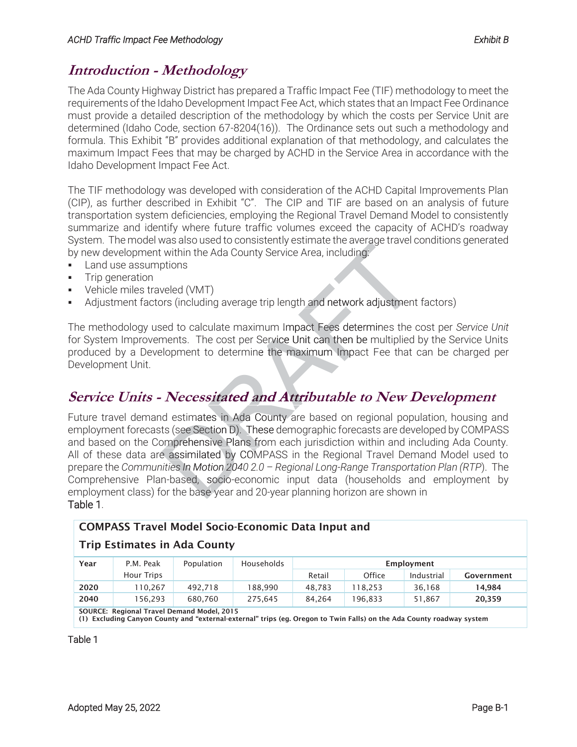## *Introduction - Methodology*

The Ada County Highway District has prepared a Traffic Impact Fee (TIF) methodology to meet the requirements of the Idaho Development Impact Fee Act, which states that an Impact Fee Ordinance must provide a detailed description of the methodology by which the costs per Service Unit are determined (Idaho Code, section 67-8204(16)). The Ordinance sets out such a methodology and formula. This Exhibit "B" provides additional explanation of that methodology, and calculates the maximum Impact Fees that may be charged by ACHD in the Service Area in accordance with the Idaho Development Impact Fee Act.

The TIF methodology was developed with consideration of the ACHD Capital Improvements Plan (CIP), as further described in Exhibit "C". The CIP and TIF are based on an analysis of future transportation system deficiencies, employing the Regional Travel Demand Model to consistently summarize and identify where future traffic volumes exceed the capacity of ACHD's roadway System. The model was also used to consistently estimate the average travel conditions generated by new development within the Ada County Service Area, including:

- Land use assumptions
- Trip generation
- Vehicle miles traveled (VMT)
- Adjustment factors (including average trip length and network adjustment factors)

The methodology used to calculate maximum Impact Fees determines the cost per *Service Unit* for System Improvements. The cost per Service Unit can then be multiplied by the Service Units produced by a Development to determine the maximum Impact Fee that can be charged per Development Unit.

## *Service Units - Necessitated and Attributable to New Development*

Future travel demand estimates in Ada County are based on regional population, housing and employment forecasts (see Section D). These demographic forecasts are developed by COMPASS and based on the Comprehensive Plans from each jurisdiction within and including Ada County. All of these data are assimilated by COMPASS in the Regional Travel Demand Model used to prepare the *Communities In Motion 2040 2.0 – Regional Long-Range Transportation Plan (RTP*). The Comprehensive Plan-based, socio-economic input data (households and employment by employment class) for the base year and 20-year planning horizon are shown in Table 1.

**COMPASS Travel Model Socio-Economic Data Input and Trip Estimates in Ada County**

| Year | P.M. Peak Hour Trips | Population | Households | Employment | | | |
|---|---|---|---|---|---|---|---|
| | | | | Retail | Office | Industrial | Government |
| **2020** | 110,267 | 492,718 | 188,990 | 48,783 | 118,253 | 36,168 | **14,984** |
| **2040** | 156,293 | 680,760 | 275,645 | 84,264 | 196,833 | 51,867 | **20,359** |

SOURCE: Regional Travel Demand Model, 2015
(1) Excluding Canyon County and "external-external" trips (eg. Oregon to Twin Falls) on the Ada County roadway system

Table 1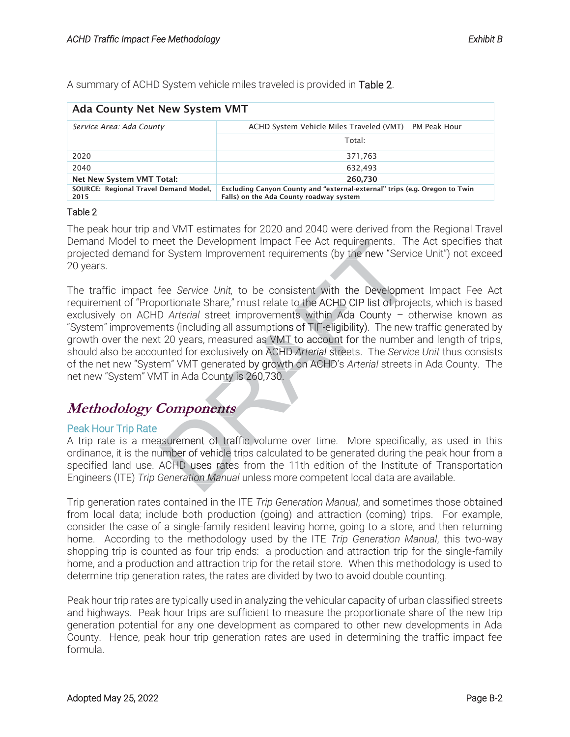A summary of ACHD System vehicle miles traveled is provided in Table 2.

| Ada County Net New System VMT | |
|---|---|
| *Service Area: Ada County* | ACHD System Vehicle Miles Traveled (VMT) – PM Peak Hour |
| | Total: |
| 2020 | 371,763 |
| 2040 | 632,493 |
| **Net New System VMT Total:** | **260,730** |
| **SOURCE: Regional Travel Demand Model, 2015** | **Excluding Canyon County and "external-external" trips (e.g. Oregon to Twin Falls) on the Ada County roadway system** |

Table 2

The peak hour trip and VMT estimates for 2020 and 2040 were derived from the Regional Travel Demand Model to meet the Development Impact Fee Act requirements. The Act specifies that projected demand for System Improvement requirements (by the new "Service Unit") not exceed 20 years.

The traffic impact fee *Service Unit,* to be consistent with the Development Impact Fee Act requirement of "Proportionate Share," must relate to the ACHD CIP list of projects, which is based exclusively on ACHD *Arterial* street improvements within Ada County – otherwise known as "System" improvements (including all assumptions of TIF-eligibility). The new traffic generated by growth over the next 20 years, measured as VMT to account for the number and length of trips, should also be accounted for exclusively on ACHD *Arterial* streets. The *Service Unit* thus consists of the net new "System" VMT generated by growth on ACHD's *Arterial* streets in Ada County. The net new "System" VMT in Ada County is 260,730.

## *Methodology Components*

### Peak Hour Trip Rate

A trip rate is a measurement of traffic volume over time. More specifically, as used in this ordinance, it is the number of vehicle trips calculated to be generated during the peak hour from a specified land use. ACHD uses rates from the 11th edition of the Institute of Transportation Engineers (ITE) *Trip Generation Manual* unless more competent local data are available.

Trip generation rates contained in the ITE *Trip Generation Manual*, and sometimes those obtained from local data; include both production (going) and attraction (coming) trips. For example, consider the case of a single-family resident leaving home, going to a store, and then returning home. According to the methodology used by the ITE *Trip Generation Manual*, this two-way shopping trip is counted as four trip ends: a production and attraction trip for the single-family home, and a production and attraction trip for the retail store. When this methodology is used to determine trip generation rates, the rates are divided by two to avoid double counting.

Peak hour trip rates are typically used in analyzing the vehicular capacity of urban classified streets and highways. Peak hour trips are sufficient to measure the proportionate share of the new trip generation potential for any one development as compared to other new developments in Ada County. Hence, peak hour trip generation rates are used in determining the traffic impact fee formula.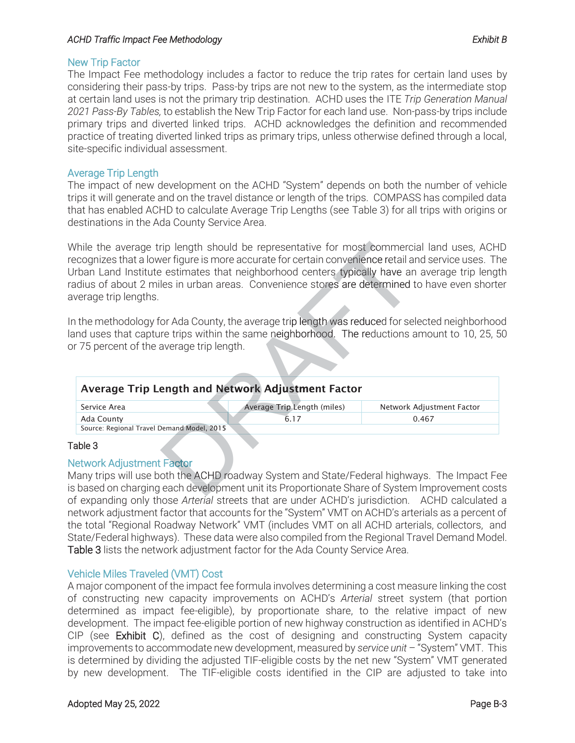## New Trip Factor

The Impact Fee methodology includes a factor to reduce the trip rates for certain land uses by considering their pass-by trips. Pass-by trips are not new to the system, as the intermediate stop at certain land uses is not the primary trip destination. ACHD uses the ITE *Trip Generation Manual 2021 Pass-By Tables,* to establish the New Trip Factor for each land use. Non-pass-by trips include primary trips and diverted linked trips. ACHD acknowledges the definition and recommended practice of treating diverted linked trips as primary trips, unless otherwise defined through a local, site-specific individual assessment.

## Average Trip Length

The impact of new development on the ACHD "System" depends on both the number of vehicle trips it will generate and on the travel distance or length of the trips. COMPASS has compiled data that has enabled ACHD to calculate Average Trip Lengths (see Table 3) for all trips with origins or destinations in the Ada County Service Area.

While the average trip length should be representative for most commercial land uses, ACHD recognizes that a lower figure is more accurate for certain convenience retail and service uses. The Urban Land Institute estimates that neighborhood centers typically have an average trip length radius of about 2 miles in urban areas. Convenience stores are determined to have even shorter average trip lengths.

In the methodology for Ada County, the average trip length was reduced for selected neighborhood land uses that capture trips within the same neighborhood. The reductions amount to 10, 25, 50 or 75 percent of the average trip length.

**Average Trip Length and Network Adjustment Factor**

| Service Area | Average Trip Length (miles) | Network Adjustment Factor |
|---|---|---|
| Ada County | 6.17 | 0.467 |
| Source: Regional Travel Demand Model, 2015 | | |

Table 3

## Network Adjustment Factor

Many trips will use both the ACHD roadway System and State/Federal highways. The Impact Fee is based on charging each development unit its Proportionate Share of System Improvement costs of expanding only those *Arterial* streets that are under ACHD's jurisdiction. ACHD calculated a network adjustment factor that accounts for the "System" VMT on ACHD's arterials as a percent of the total "Regional Roadway Network" VMT (includes VMT on all ACHD arterials, collectors, and State/Federal highways). These data were also compiled from the Regional Travel Demand Model. Table 3 lists the network adjustment factor for the Ada County Service Area.

## Vehicle Miles Traveled (VMT) Cost

A major component of the impact fee formula involves determining a cost measure linking the cost of constructing new capacity improvements on ACHD's *Arterial* street system (that portion determined as impact fee-eligible), by proportionate share, to the relative impact of new development. The impact fee-eligible portion of new highway construction as identified in ACHD's CIP (see Exhibit C), defined as the cost of designing and constructing System capacity improvements to accommodate new development, measured by *service unit* – "System" VMT. This is determined by dividing the adjusted TIF-eligible costs by the net new "System" VMT generated by new development. The TIF-eligible costs identified in the CIP are adjusted to take into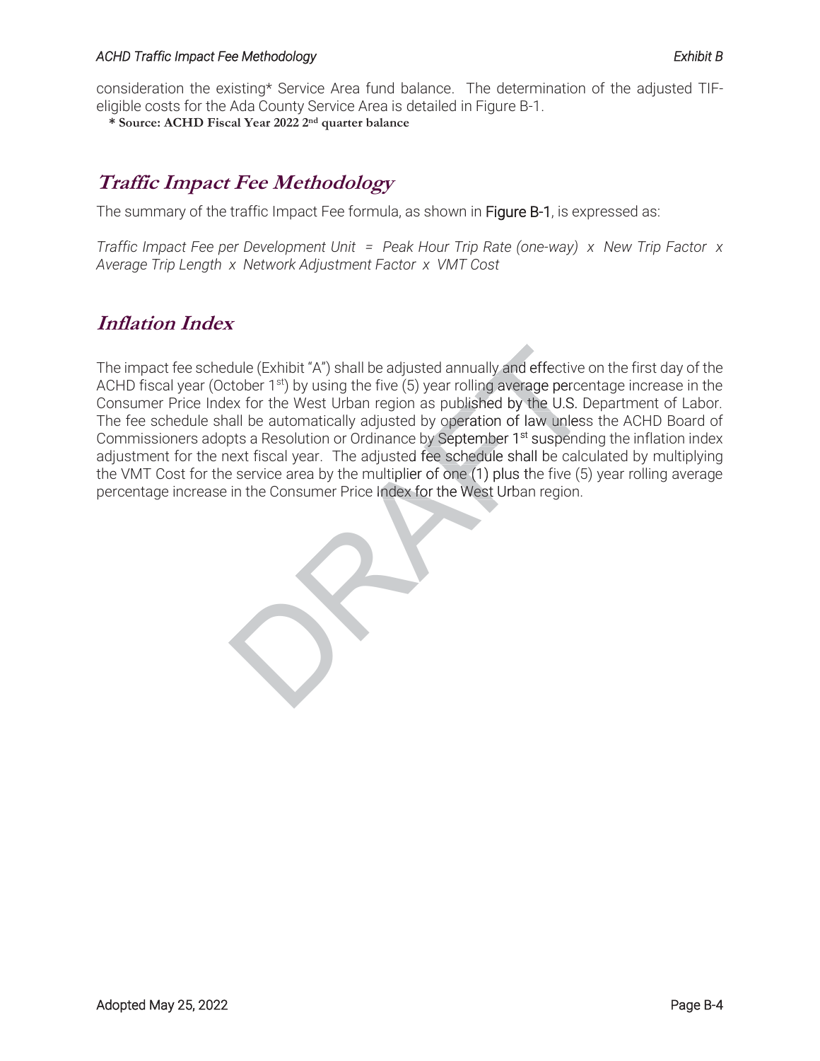consideration the existing* Service Area fund balance. The determination of the adjusted TIF-eligible costs for the Ada County Service Area is detailed in Figure B-1.

**\* Source: ACHD Fiscal Year 2022 2nd quarter balance**

## Traffic Impact Fee Methodology

The summary of the traffic Impact Fee formula, as shown in Figure B-1, is expressed as:

*Traffic Impact Fee per Development Unit = Peak Hour Trip Rate (one-way) x New Trip Factor x Average Trip Length x Network Adjustment Factor x VMT Cost*

## Inflation Index

The impact fee schedule (Exhibit "A") shall be adjusted annually and effective on the first day of the ACHD fiscal year (October 1st) by using the five (5) year rolling average percentage increase in the Consumer Price Index for the West Urban region as published by the U.S. Department of Labor. The fee schedule shall be automatically adjusted by operation of law unless the ACHD Board of Commissioners adopts a Resolution or Ordinance by September 1st suspending the inflation index adjustment for the next fiscal year. The adjusted fee schedule shall be calculated by multiplying the VMT Cost for the service area by the multiplier of one (1) plus the five (5) year rolling average percentage increase in the Consumer Price Index for the West Urban region.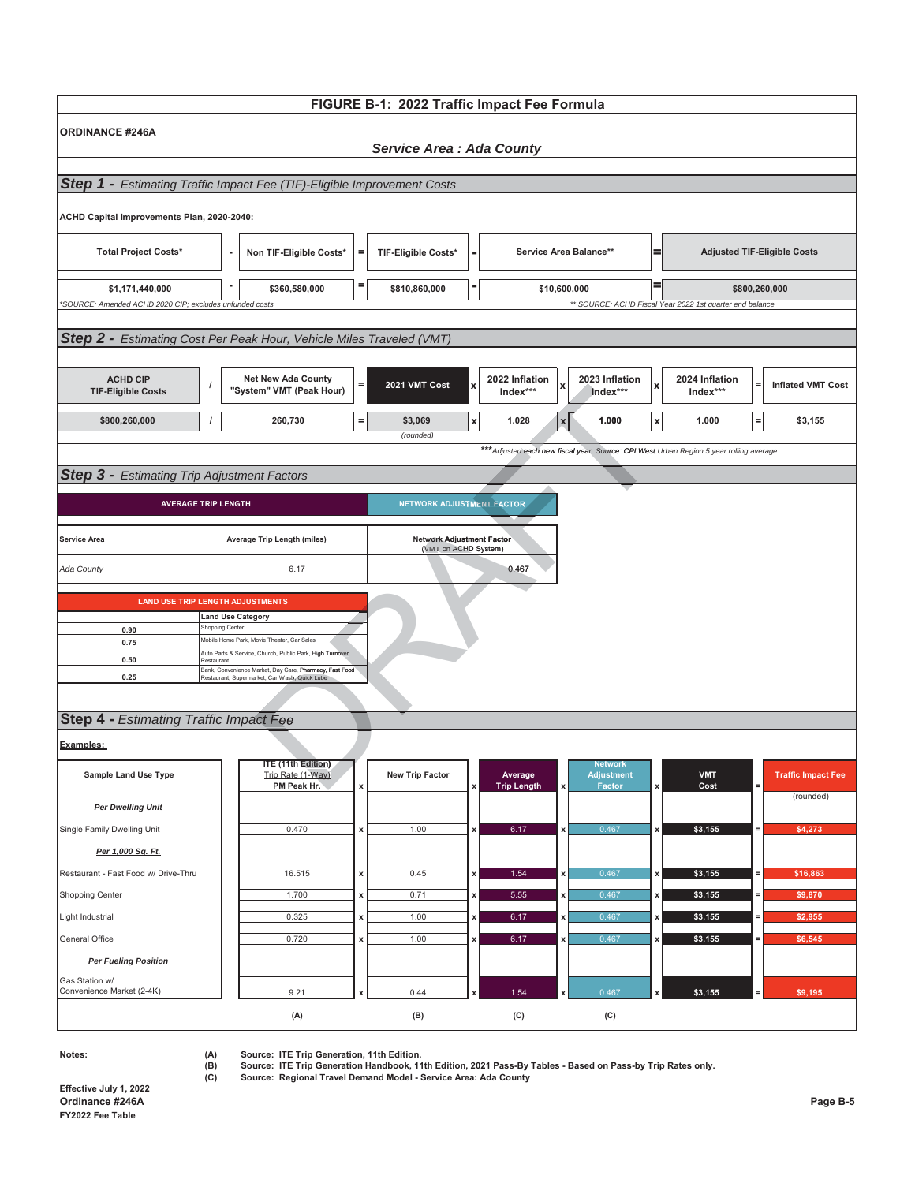# FIGURE B-1: 2022 Traffic Impact Fee Formula

**ORDINANCE #246A**

***Service Area : Ada County***

## Step 1 - *Estimating Traffic Impact Fee (TIF)-Eligible Improvement Costs*

**ACHD Capital Improvements Plan, 2020-2040:**

| Total Project Costs* | - | Non TIF-Eligible Costs* | = | TIF-Eligible Costs* | - | Service Area Balance** | = | Adjusted TIF-Eligible Costs |
|---|---|---|---|---|---|---|---|---|
| $1,171,440,000 | - | $360,580,000 | = | $810,860,000 | - | $10,600,000 | = | $800,260,000 |

*SOURCE: Amended ACHD 2020 CIP; excludes unfunded costs

** SOURCE: ACHD Fiscal Year 2022 1st quarter end balance

## Step 2 - *Estimating Cost Per Peak Hour, Vehicle Miles Traveled (VMT)*

| ACHD CIP TIF-Eligible Costs | / | Net New Ada County "System" VMT (Peak Hour) | = | 2021 VMT Cost | x | 2022 Inflation Index*** | x | 2023 Inflation Index*** | x | 2024 Inflation Index*** | = | Inflated VMT Cost |
|---|---|---|---|---|---|---|---|---|---|---|---|---|
| $800,260,000 | / | 260,730 | = | $3,069 (rounded) | x | 1.028 | x | 1.000 | x | 1.000 | = | $3,155 |

***Adjusted each new fiscal year. Source: CPI West Urban Region 5 year rolling average

## Step 3 - *Estimating Trip Adjustment Factors*

| AVERAGE TRIP LENGTH | | NETWORK ADJUSTMENT FACTOR |
|---|---|---|
| Service Area | Average Trip Length (miles) | Network Adjustment Factor (VMT on ACHD System) |
| *Ada County* | 6.17 | 0.467 |

**LAND USE TRIP LENGTH ADJUSTMENTS**

| | Land Use Category |
|---|---|
| 0.90 | Shopping Center |
| 0.75 | Mobile Home Park, Movie Theater, Car Sales |
| 0.50 | Auto Parts & Service, Church, Public Park, High Turnover Restaurant |
| 0.25 | Bank, Convenience Market, Day Care, Pharmacy, Fast Food Restaurant, Supermarket, Car Wash, Quick Lube |

## Step 4 - *Estimating Traffic Impact Fee*

**Examples:**

| Sample Land Use Type | ITE (11th Edition) Trip Rate (1-Way) PM Peak Hr. | x | New Trip Factor | x | Average Trip Length | x | Network Adjustment Factor | x | VMT Cost | = | Traffic Impact Fee (rounded) |
|---|---|---|---|---|---|---|---|---|---|---|---|
| ***Per Dwelling Unit*** | | | | | | | | | | | |
| Single Family Dwelling Unit | 0.470 | x | 1.00 | x | 6.17 | x | 0.467 | x | $3,155 | = | $4,273 |
| ***Per 1,000 Sq. Ft.*** | | | | | | | | | | | |
| Restaurant - Fast Food w/ Drive-Thru | 16.515 | x | 0.45 | x | 1.54 | x | 0.467 | x | $3,155 | = | $16,863 |
| Shopping Center | 1.700 | x | 0.71 | x | 5.55 | x | 0.467 | x | $3,155 | = | $9,870 |
| Light Industrial | 0.325 | x | 1.00 | x | 6.17 | x | 0.467 | x | $3,155 | = | $2,955 |
| General Office | 0.720 | x | 1.00 | x | 6.17 | x | 0.467 | x | $3,155 | = | $6,545 |
| ***Per Fueling Position*** | | | | | | | | | | | |
| Gas Station w/ Convenience Market (2-4K) | 9.21 | x | 0.44 | x | 1.54 | x | 0.467 | x | $3,155 | = | $9,195 |
| | (A) | | (B) | | (C) | | (C) | | | | |

**Notes:**

**(A)** Source: ITE Trip Generation, 11th Edition.
**(B)** Source: ITE Trip Generation Handbook, 11th Edition, 2021 Pass-By Tables - Based on Pass-by Trip Rates only.
**(C)** Source: Regional Travel Demand Model - Service Area: Ada County

**Effective July 1, 2022**
**Ordinance #246A**
**FY2022 Fee Table**